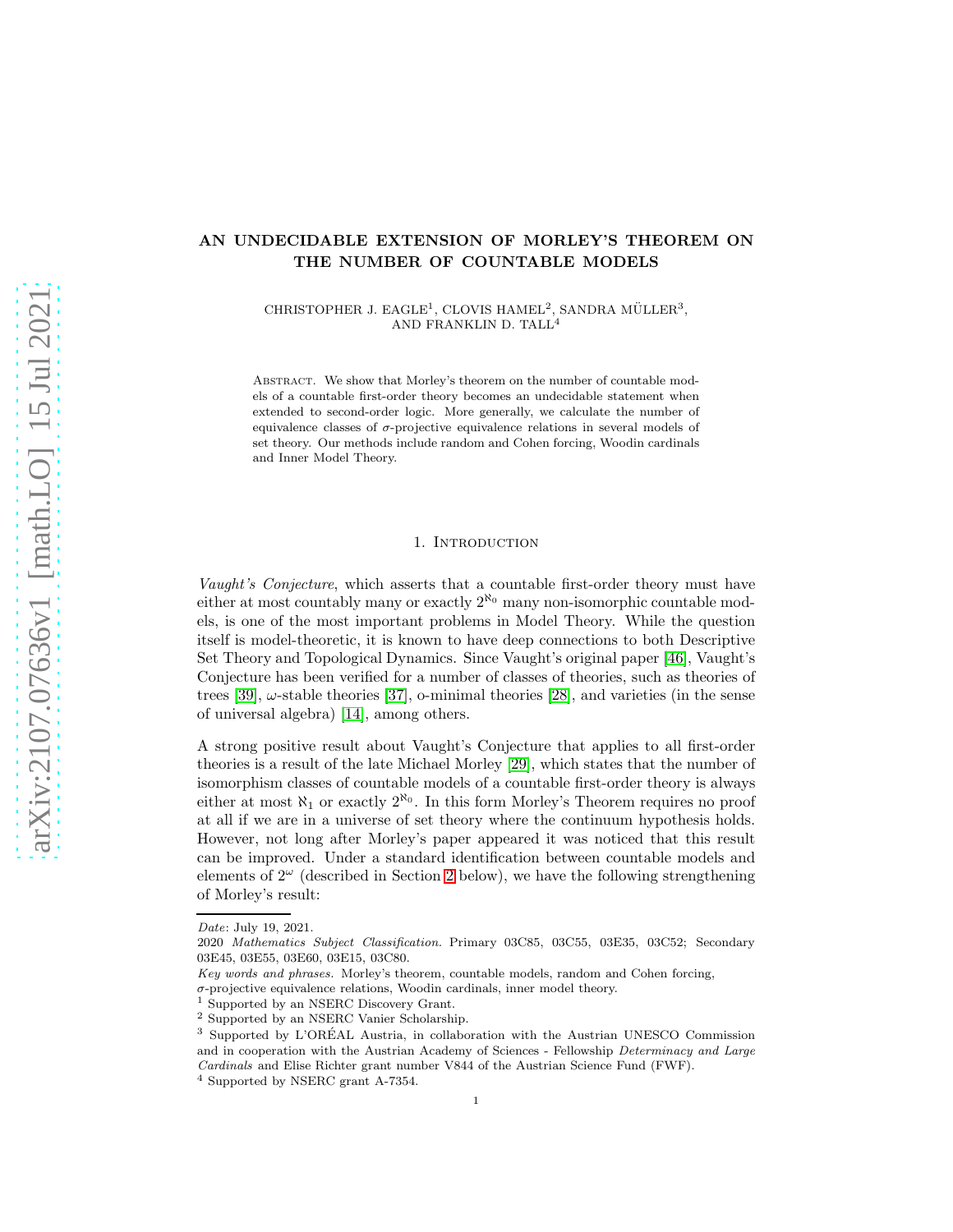# AN UNDECIDABLE EXTENSION OF MORLEY'S THEOREM ON THE NUMBER OF COUNTABLE MODELS

CHRISTOPHER J. EAGLE[1], CLOVIS HAMEL[2], SANDRA MÜLLER[3], AND FRANKLIN D. TALL[4]

Abstract. We show that Morley's theorem on the number of countable models of a countable first-order theory becomes an undecidable statement when extended to second-order logic. More generally, we calculate the number of equivalence classes of $\sigma$-projective equivalence relations in several models of set theory. Our methods include random and Cohen forcing, Woodin cardinals and Inner Model Theory.

## 1. Introduction

*Vaught's Conjecture*, which asserts that a countable first-order theory must have either at most countably many or exactly $2^{\aleph_0}$ many non-isomorphic countable models, is one of the most important problems in Model Theory. While the question itself is model-theoretic, it is known to have deep connections to both Descriptive Set Theory and Topological Dynamics. Since Vaught's original paper [46], Vaught's Conjecture has been verified for a number of classes of theories, such as theories of trees [39], $\omega$-stable theories [37], o-minimal theories [28], and varieties (in the sense of universal algebra) [14], among others.

A strong positive result about Vaught's Conjecture that applies to all first-order theories is a result of the late Michael Morley [29], which states that the number of isomorphism classes of countable models of a countable first-order theory is always either at most $\aleph_1$ or exactly $2^{\aleph_0}$. In this form Morley's Theorem requires no proof at all if we are in a universe of set theory where the continuum hypothesis holds. However, not long after Morley's paper appeared it was noticed that this result can be improved. Under a standard identification between countable models and elements of $2^\omega$ (described in Section 2 below), we have the following strengthening of Morley's result:

*Date*: July 19, 2021.

2020 *Mathematics Subject Classification.* Primary 03C85, 03C55, 03E35, 03C52; Secondary 03E45, 03E55, 03E60, 03E15, 03C80.

*Key words and phrases.* Morley's theorem, countable models, random and Cohen forcing, $\sigma$-projective equivalence relations, Woodin cardinals, inner model theory.

[1] Supported by an NSERC Discovery Grant.

[2] Supported by an NSERC Vanier Scholarship.

[3] Supported by L'ORÉAL Austria, in collaboration with the Austrian UNESCO Commission and in cooperation with the Austrian Academy of Sciences - Fellowship *Determinacy and Large Cardinals* and Elise Richter grant number V844 of the Austrian Science Fund (FWF).

[4] Supported by NSERC grant A-7354.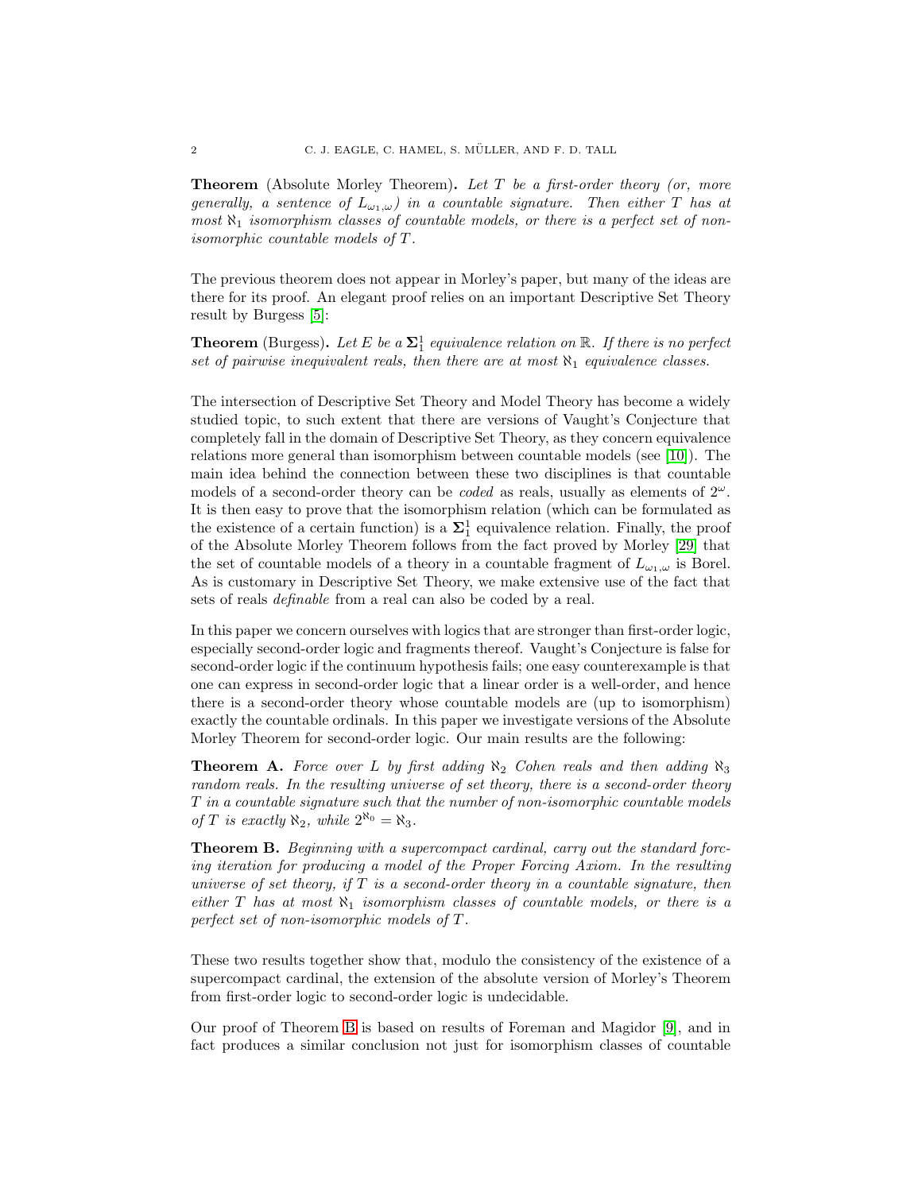**Theorem** (Absolute Morley Theorem)**.** *Let $T$ be a first-order theory (or, more generally, a sentence of $L_{\omega_1,\omega}$) in a countable signature. Then either $T$ has at most $\aleph_1$ isomorphism classes of countable models, or there is a perfect set of non-isomorphic countable models of $T$.*

The previous theorem does not appear in Morley's paper, but many of the ideas are there for its proof. An elegant proof relies on an important Descriptive Set Theory result by Burgess [5]:

**Theorem** (Burgess)**.** *Let $E$ be a $\mathbf{\Sigma}^1_1$ equivalence relation on $\mathbb{R}$. If there is no perfect set of pairwise inequivalent reals, then there are at most $\aleph_1$ equivalence classes.*

The intersection of Descriptive Set Theory and Model Theory has become a widely studied topic, to such extent that there are versions of Vaught's Conjecture that completely fall in the domain of Descriptive Set Theory, as they concern equivalence relations more general than isomorphism between countable models (see [10]). The main idea behind the connection between these two disciplines is that countable models of a second-order theory can be *coded* as reals, usually as elements of $2^\omega$. It is then easy to prove that the isomorphism relation (which can be formulated as the existence of a certain function) is a $\mathbf{\Sigma}^1_1$ equivalence relation. Finally, the proof of the Absolute Morley Theorem follows from the fact proved by Morley [29] that the set of countable models of a theory in a countable fragment of $L_{\omega_1,\omega}$ is Borel. As is customary in Descriptive Set Theory, we make extensive use of the fact that sets of reals *definable* from a real can also be coded by a real.

In this paper we concern ourselves with logics that are stronger than first-order logic, especially second-order logic and fragments thereof. Vaught's Conjecture is false for second-order logic if the continuum hypothesis fails; one easy counterexample is that one can express in second-order logic that a linear order is a well-order, and hence there is a second-order theory whose countable models are (up to isomorphism) exactly the countable ordinals. In this paper we investigate versions of the Absolute Morley Theorem for second-order logic. Our main results are the following:

**Theorem A.** *Force over $L$ by first adding $\aleph_2$ Cohen reals and then adding $\aleph_3$ random reals. In the resulting universe of set theory, there is a second-order theory $T$ in a countable signature such that the number of non-isomorphic countable models of $T$ is exactly $\aleph_2$, while $2^{\aleph_0} = \aleph_3$.*

**Theorem B.** *Beginning with a supercompact cardinal, carry out the standard forcing iteration for producing a model of the Proper Forcing Axiom. In the resulting universe of set theory, if $T$ is a second-order theory in a countable signature, then either $T$ has at most $\aleph_1$ isomorphism classes of countable models, or there is a perfect set of non-isomorphic models of $T$.*

These two results together show that, modulo the consistency of the existence of a supercompact cardinal, the extension of the absolute version of Morley's Theorem from first-order logic to second-order logic is undecidable.

Our proof of Theorem B is based on results of Foreman and Magidor [9], and in fact produces a similar conclusion not just for isomorphism classes of countable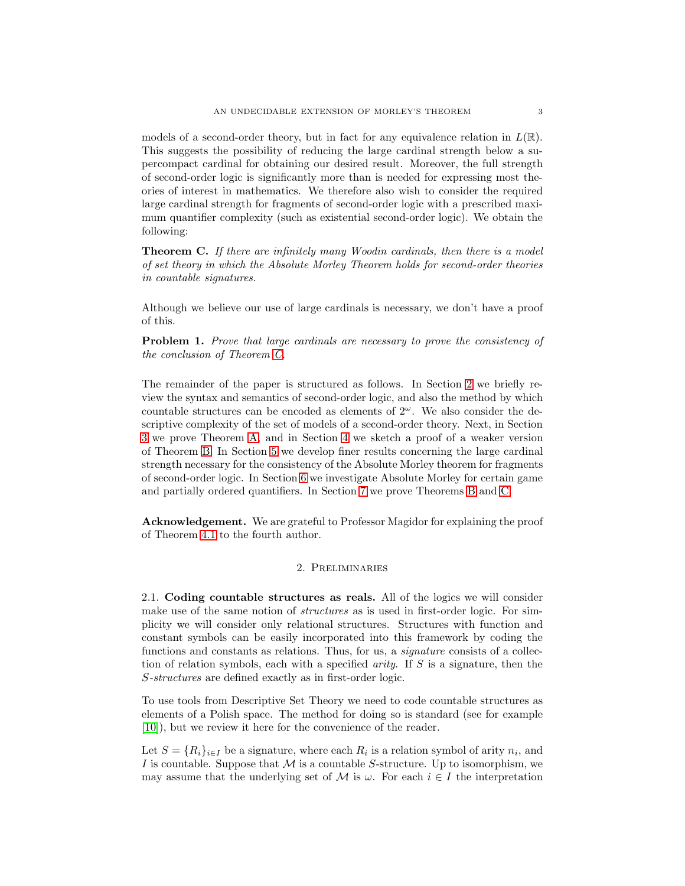models of a second-order theory, but in fact for any equivalence relation in $L(\mathbb{R})$. This suggests the possibility of reducing the large cardinal strength below a supercompact cardinal for obtaining our desired result. Moreover, the full strength of second-order logic is significantly more than is needed for expressing most theories of interest in mathematics. We therefore also wish to consider the required large cardinal strength for fragments of second-order logic with a prescribed maximum quantifier complexity (such as existential second-order logic). We obtain the following:

**Theorem C.** *If there are infinitely many Woodin cardinals, then there is a model of set theory in which the Absolute Morley Theorem holds for second-order theories in countable signatures.*

Although we believe our use of large cardinals is necessary, we don't have a proof of this.

**Problem 1.** *Prove that large cardinals are necessary to prove the consistency of the conclusion of Theorem C.*

The remainder of the paper is structured as follows. In Section 2 we briefly review the syntax and semantics of second-order logic, and also the method by which countable structures can be encoded as elements of $2^\omega$. We also consider the descriptive complexity of the set of models of a second-order theory. Next, in Section 3 we prove Theorem A, and in Section 4 we sketch a proof of a weaker version of Theorem B. In Section 5 we develop finer results concerning the large cardinal strength necessary for the consistency of the Absolute Morley theorem for fragments of second-order logic. In Section 6 we investigate Absolute Morley for certain game and partially ordered quantifiers. In Section 7 we prove Theorems B and C.

**Acknowledgement.** We are grateful to Professor Magidor for explaining the proof of Theorem 4.1 to the fourth author.

## 2. Preliminaries

2.1. **Coding countable structures as reals.** All of the logics we will consider make use of the same notion of *structures* as is used in first-order logic. For simplicity we will consider only relational structures. Structures with function and constant symbols can be easily incorporated into this framework by coding the functions and constants as relations. Thus, for us, a *signature* consists of a collection of relation symbols, each with a specified *arity*. If $S$ is a signature, then the $S$*-structures* are defined exactly as in first-order logic.

To use tools from Descriptive Set Theory we need to code countable structures as elements of a Polish space. The method for doing so is standard (see for example [10]), but we review it here for the convenience of the reader.

Let $S = \{R_i\}_{i \in I}$ be a signature, where each $R_i$ is a relation symbol of arity $n_i$, and $I$ is countable. Suppose that $\mathcal{M}$ is a countable $S$-structure. Up to isomorphism, we may assume that the underlying set of $\mathcal{M}$ is $\omega$. For each $i \in I$ the interpretation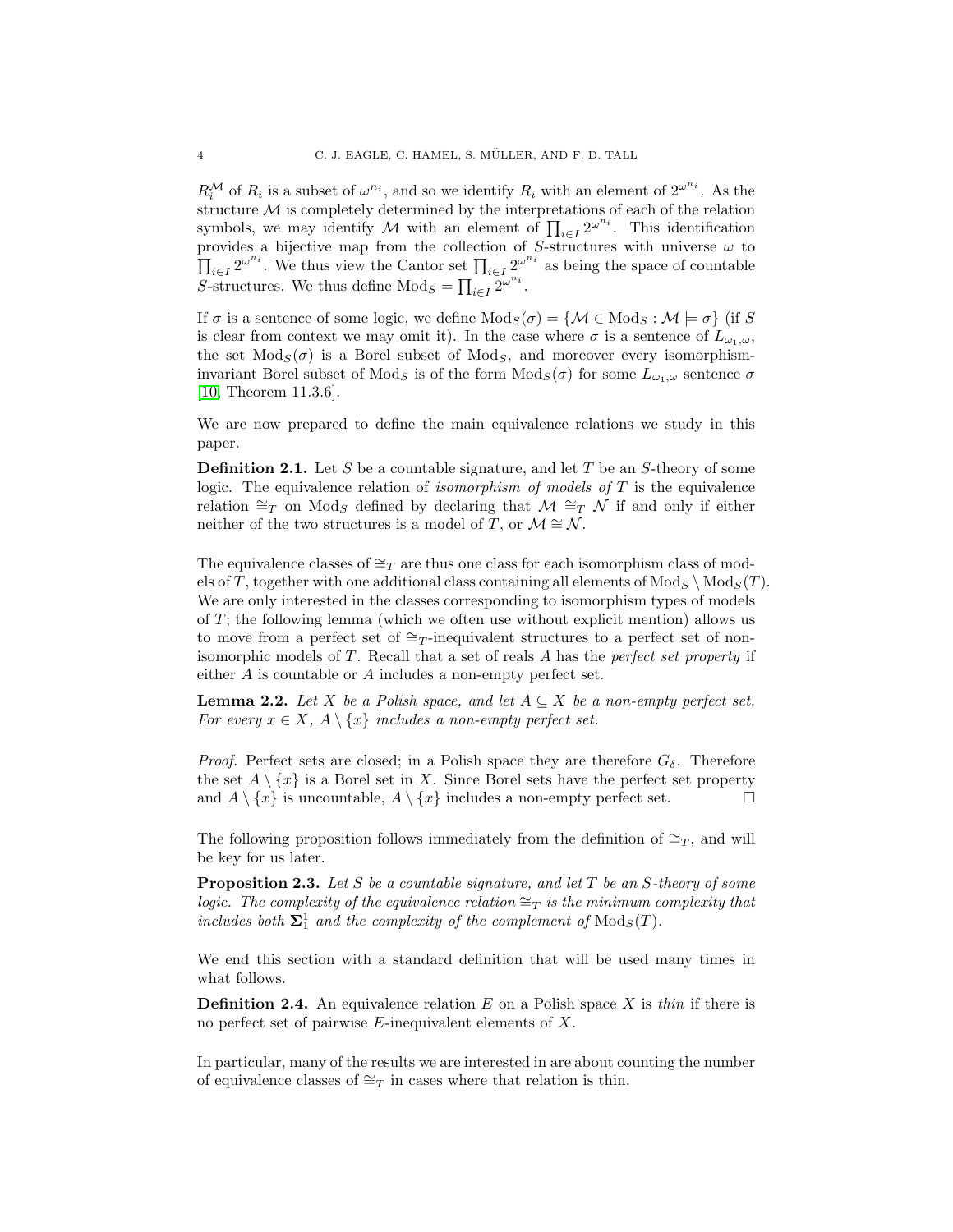$R_i^{\mathcal{M}}$ of $R_i$ is a subset of $\omega^{n_i}$, and so we identify $R_i$ with an element of $2^{\omega^{n_i}}$. As the structure $\mathcal{M}$ is completely determined by the interpretations of each of the relation symbols, we may identify $\mathcal{M}$ with an element of $\prod_{i\in I} 2^{\omega^{n_i}}$. This identification provides a bijective map from the collection of $S$-structures with universe $\omega$ to $\prod_{i\in I} 2^{\omega^{n_i}}$. We thus view the Cantor set $\prod_{i\in I} 2^{\omega^{n_i}}$ as being the space of countable $S$-structures. We thus define $\mathrm{Mod}_S = \prod_{i\in I} 2^{\omega^{n_i}}$.

If $\sigma$ is a sentence of some logic, we define $\mathrm{Mod}_S(\sigma) = \{\mathcal{M} \in \mathrm{Mod}_S : \mathcal{M} \models \sigma\}$ (if $S$ is clear from context we may omit it). In the case where $\sigma$ is a sentence of $L_{\omega_1,\omega}$, the set $\mathrm{Mod}_S(\sigma)$ is a Borel subset of $\mathrm{Mod}_S$, and moreover every isomorphism-invariant Borel subset of $\mathrm{Mod}_S$ is of the form $\mathrm{Mod}_S(\sigma)$ for some $L_{\omega_1,\omega}$ sentence $\sigma$ [10, Theorem 11.3.6].

We are now prepared to define the main equivalence relations we study in this paper.

**Definition 2.1.** Let $S$ be a countable signature, and let $T$ be an $S$-theory of some logic. The equivalence relation of *isomorphism of models of $T$* is the equivalence relation $\cong_T$ on $\mathrm{Mod}_S$ defined by declaring that $\mathcal{M} \cong_T \mathcal{N}$ if and only if either neither of the two structures is a model of $T$, or $\mathcal{M} \cong \mathcal{N}$.

The equivalence classes of $\cong_T$ are thus one class for each isomorphism class of models of $T$, together with one additional class containing all elements of $\mathrm{Mod}_S \setminus \mathrm{Mod}_S(T)$. We are only interested in the classes corresponding to isomorphism types of models of $T$; the following lemma (which we often use without explicit mention) allows us to move from a perfect set of $\cong_T$-inequivalent structures to a perfect set of non-isomorphic models of $T$. Recall that a set of reals $A$ has the *perfect set property* if either $A$ is countable or $A$ includes a non-empty perfect set.

**Lemma 2.2.** *Let $X$ be a Polish space, and let $A \subseteq X$ be a non-empty perfect set. For every $x \in X$, $A \setminus \{x\}$ includes a non-empty perfect set.*

*Proof.* Perfect sets are closed; in a Polish space they are therefore $G_\delta$. Therefore the set $A \setminus \{x\}$ is a Borel set in $X$. Since Borel sets have the perfect set property and $A \setminus \{x\}$ is uncountable, $A \setminus \{x\}$ includes a non-empty perfect set. $\square$

The following proposition follows immediately from the definition of $\cong_T$, and will be key for us later.

**Proposition 2.3.** *Let $S$ be a countable signature, and let $T$ be an $S$-theory of some logic. The complexity of the equivalence relation $\cong_T$ is the minimum complexity that includes both $\mathbf{\Sigma}^1_1$ and the complexity of the complement of $\mathrm{Mod}_S(T)$.*

We end this section with a standard definition that will be used many times in what follows.

**Definition 2.4.** An equivalence relation $E$ on a Polish space $X$ is *thin* if there is no perfect set of pairwise $E$-inequivalent elements of $X$.

In particular, many of the results we are interested in are about counting the number of equivalence classes of $\cong_T$ in cases where that relation is thin.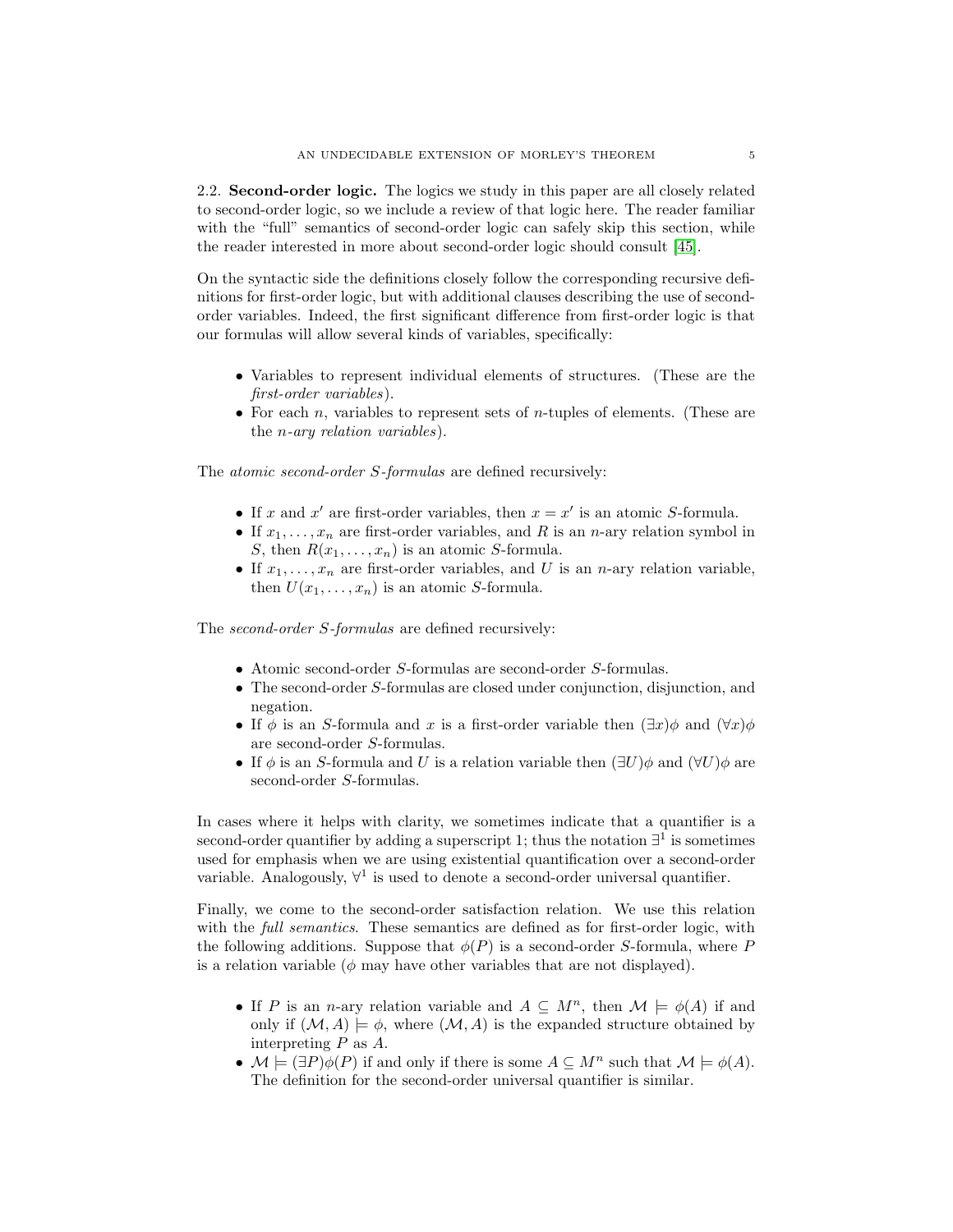### 2.2. **Second-order logic.**

The logics we study in this paper are all closely related to second-order logic, so we include a review of that logic here. The reader familiar with the "full" semantics of second-order logic can safely skip this section, while the reader interested in more about second-order logic should consult [45].

On the syntactic side the definitions closely follow the corresponding recursive definitions for first-order logic, but with additional clauses describing the use of second-order variables. Indeed, the first significant difference from first-order logic is that our formulas will allow several kinds of variables, specifically:

- Variables to represent individual elements of structures. (These are the *first-order variables*).
- For each $n$, variables to represent sets of $n$-tuples of elements. (These are the *$n$-ary relation variables*).

The *atomic second-order $S$-formulas* are defined recursively:

- If $x$ and $x'$ are first-order variables, then $x = x'$ is an atomic $S$-formula.
- If $x_1, \ldots, x_n$ are first-order variables, and $R$ is an $n$-ary relation symbol in $S$, then $R(x_1, \ldots, x_n)$ is an atomic $S$-formula.
- If $x_1, \ldots, x_n$ are first-order variables, and $U$ is an $n$-ary relation variable, then $U(x_1, \ldots, x_n)$ is an atomic $S$-formula.

The *second-order $S$-formulas* are defined recursively:

- Atomic second-order $S$-formulas are second-order $S$-formulas.
- The second-order $S$-formulas are closed under conjunction, disjunction, and negation.
- If $\phi$ is an $S$-formula and $x$ is a first-order variable then $(\exists x)\phi$ and $(\forall x)\phi$ are second-order $S$-formulas.
- If $\phi$ is an $S$-formula and $U$ is a relation variable then $(\exists U)\phi$ and $(\forall U)\phi$ are second-order $S$-formulas.

In cases where it helps with clarity, we sometimes indicate that a quantifier is a second-order quantifier by adding a superscript 1; thus the notation $\exists^1$ is sometimes used for emphasis when we are using existential quantification over a second-order variable. Analogously, $\forall^1$ is used to denote a second-order universal quantifier.

Finally, we come to the second-order satisfaction relation. We use this relation with the *full semantics*. These semantics are defined as for first-order logic, with the following additions. Suppose that $\phi(P)$ is a second-order $S$-formula, where $P$ is a relation variable ($\phi$ may have other variables that are not displayed).

- If $P$ is an $n$-ary relation variable and $A \subseteq M^n$, then $\mathcal{M} \models \phi(A)$ if and only if $(\mathcal{M}, A) \models \phi$, where $(\mathcal{M}, A)$ is the expanded structure obtained by interpreting $P$ as $A$.
- $\mathcal{M} \models (\exists P)\phi(P)$ if and only if there is some $A \subseteq M^n$ such that $\mathcal{M} \models \phi(A)$. The definition for the second-order universal quantifier is similar.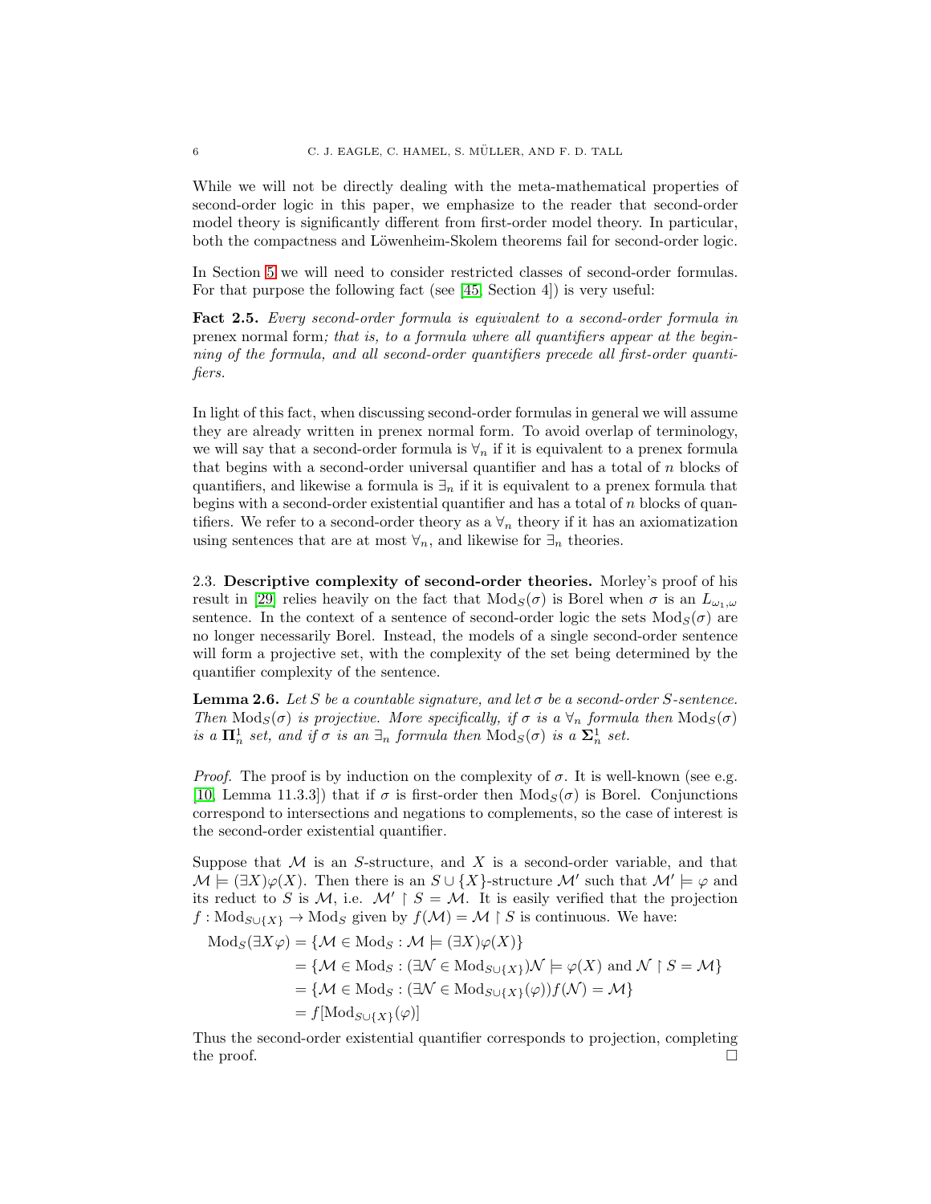While we will not be directly dealing with the meta-mathematical properties of second-order logic in this paper, we emphasize to the reader that second-order model theory is significantly different from first-order model theory. In particular, both the compactness and Löwenheim-Skolem theorems fail for second-order logic.

In Section 5 we will need to consider restricted classes of second-order formulas. For that purpose the following fact (see [45, Section 4]) is very useful:

**Fact 2.5.** *Every second-order formula is equivalent to a second-order formula in* prenex normal form*; that is, to a formula where all quantifiers appear at the beginning of the formula, and all second-order quantifiers precede all first-order quantifiers.*

In light of this fact, when discussing second-order formulas in general we will assume they are already written in prenex normal form. To avoid overlap of terminology, we will say that a second-order formula is $\forall_n$ if it is equivalent to a prenex formula that begins with a second-order universal quantifier and has a total of $n$ blocks of quantifiers, and likewise a formula is $\exists_n$ if it is equivalent to a prenex formula that begins with a second-order existential quantifier and has a total of $n$ blocks of quantifiers. We refer to a second-order theory as a $\forall_n$ theory if it has an axiomatization using sentences that are at most $\forall_n$, and likewise for $\exists_n$ theories.

2.3. **Descriptive complexity of second-order theories.** Morley's proof of his result in [29] relies heavily on the fact that $\mathrm{Mod}_S(\sigma)$ is Borel when $\sigma$ is an $L_{\omega_1,\omega}$ sentence. In the context of a sentence of second-order logic the sets $\mathrm{Mod}_S(\sigma)$ are no longer necessarily Borel. Instead, the models of a single second-order sentence will form a projective set, with the complexity of the set being determined by the quantifier complexity of the sentence.

**Lemma 2.6.** *Let $S$ be a countable signature, and let $\sigma$ be a second-order $S$-sentence. Then $\mathrm{Mod}_S(\sigma)$ is projective. More specifically, if $\sigma$ is a $\forall_n$ formula then $\mathrm{Mod}_S(\sigma)$ is a $\mathbf{\Pi}^1_n$ set, and if $\sigma$ is an $\exists_n$ formula then $\mathrm{Mod}_S(\sigma)$ is a $\mathbf{\Sigma}^1_n$ set.*

*Proof.* The proof is by induction on the complexity of $\sigma$. It is well-known (see e.g. [10, Lemma 11.3.3]) that if $\sigma$ is first-order then $\mathrm{Mod}_S(\sigma)$ is Borel. Conjunctions correspond to intersections and negations to complements, so the case of interest is the second-order existential quantifier.

Suppose that $\mathcal{M}$ is an $S$-structure, and $X$ is a second-order variable, and that $\mathcal{M} \models (\exists X)\varphi(X)$. Then there is an $S \cup \{X\}$-structure $\mathcal{M}'$ such that $\mathcal{M}' \models \varphi$ and its reduct to $S$ is $\mathcal{M}$, i.e. $\mathcal{M}' \upharpoonright S = \mathcal{M}$. It is easily verified that the projection $f : \mathrm{Mod}_{S\cup\{X\}} \to \mathrm{Mod}_S$ given by $f(\mathcal{M}) = \mathcal{M} \upharpoonright S$ is continuous. We have:

$$
\begin{aligned}
\mathrm{Mod}_S(\exists X\varphi) &= \{\mathcal{M} \in \mathrm{Mod}_S : \mathcal{M} \models (\exists X)\varphi(X)\} \\
&= \{\mathcal{M} \in \mathrm{Mod}_S : (\exists \mathcal{N} \in \mathrm{Mod}_{S\cup\{X\}})\mathcal{N} \models \varphi(X) \text{ and } \mathcal{N} \upharpoonright S = \mathcal{M}\} \\
&= \{\mathcal{M} \in \mathrm{Mod}_S : (\exists \mathcal{N} \in \mathrm{Mod}_{S\cup\{X\}}(\varphi)) f(\mathcal{N}) = \mathcal{M}\} \\
&= f[\mathrm{Mod}_{S\cup\{X\}}(\varphi)]
\end{aligned}
$$

Thus the second-order existential quantifier corresponds to projection, completing the proof. □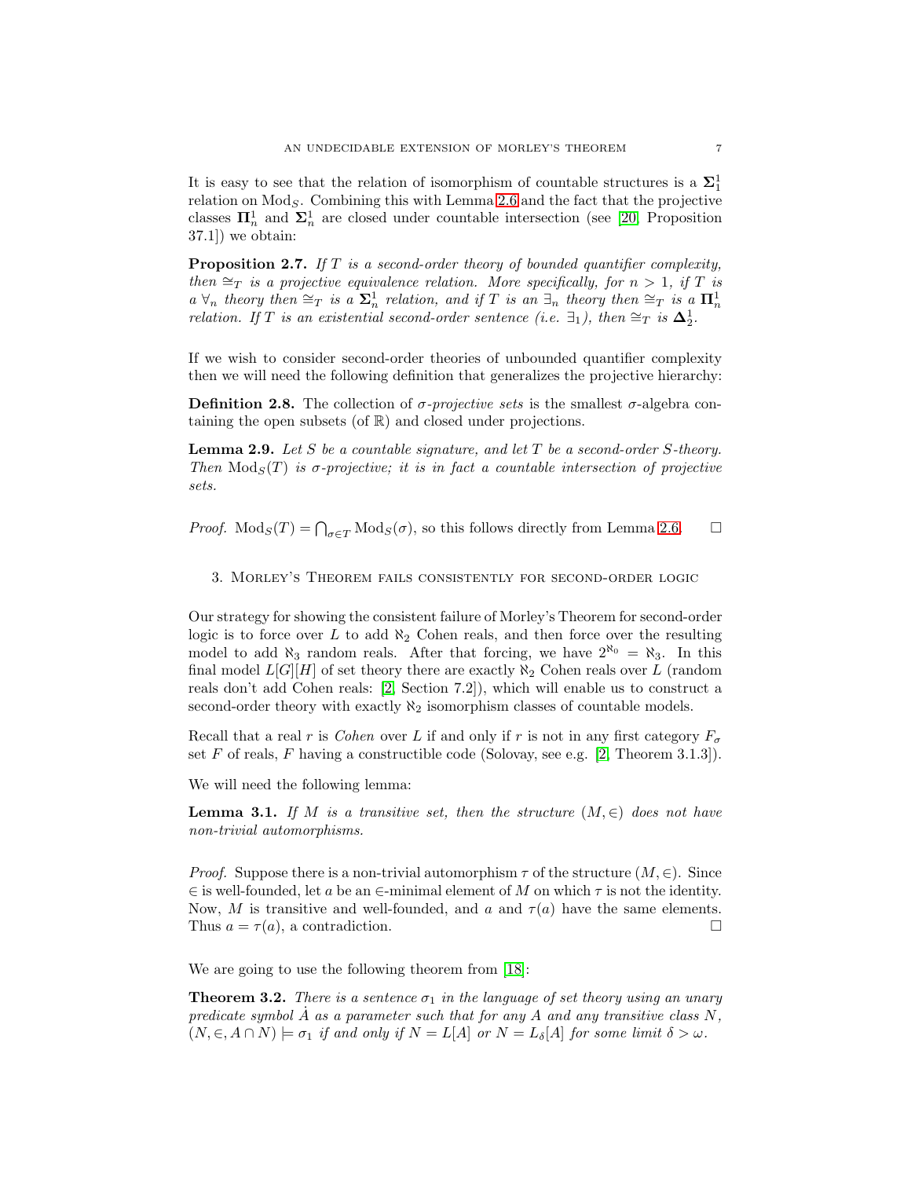It is easy to see that the relation of isomorphism of countable structures is a $\mathbf{\Sigma}^1_1$ relation on $\mathrm{Mod}_S$. Combining this with Lemma 2.6 and the fact that the projective classes $\mathbf{\Pi}^1_n$ and $\mathbf{\Sigma}^1_n$ are closed under countable intersection (see [20, Proposition 37.1]) we obtain:

**Proposition 2.7.** *If $T$ is a second-order theory of bounded quantifier complexity, then $\cong_T$ is a projective equivalence relation. More specifically, for $n > 1$, if $T$ is a $\forall_n$ theory then $\cong_T$ is a $\mathbf{\Sigma}^1_n$ relation, and if $T$ is an $\exists_n$ theory then $\cong_T$ is a $\mathbf{\Pi}^1_n$ relation. If $T$ is an existential second-order sentence (i.e. $\exists_1$), then $\cong_T$ is $\mathbf{\Delta}^1_2$.*

If we wish to consider second-order theories of unbounded quantifier complexity then we will need the following definition that generalizes the projective hierarchy:

**Definition 2.8.** The collection of *$\sigma$-projective sets* is the smallest $\sigma$-algebra containing the open subsets (of $\mathbb{R}$) and closed under projections.

**Lemma 2.9.** *Let $S$ be a countable signature, and let $T$ be a second-order $S$-theory. Then $\mathrm{Mod}_S(T)$ is $\sigma$-projective; it is in fact a countable intersection of projective sets.*

*Proof.* $\mathrm{Mod}_S(T) = \bigcap_{\sigma \in T} \mathrm{Mod}_S(\sigma)$, so this follows directly from Lemma 2.6. $\square$

## 3. Morley's Theorem fails consistently for second-order logic

Our strategy for showing the consistent failure of Morley's Theorem for second-order logic is to force over $L$ to add $\aleph_2$ Cohen reals, and then force over the resulting model to add $\aleph_3$ random reals. After that forcing, we have $2^{\aleph_0} = \aleph_3$. In this final model $L[G][H]$ of set theory there are exactly $\aleph_2$ Cohen reals over $L$ (random reals don't add Cohen reals: [2, Section 7.2]), which will enable us to construct a second-order theory with exactly $\aleph_2$ isomorphism classes of countable models.

Recall that a real $r$ is *Cohen* over $L$ if and only if $r$ is not in any first category $F_\sigma$ set $F$ of reals, $F$ having a constructible code (Solovay, see e.g. [2, Theorem 3.1.3]).

We will need the following lemma:

**Lemma 3.1.** *If $M$ is a transitive set, then the structure $(M, \in)$ does not have non-trivial automorphisms.*

*Proof.* Suppose there is a non-trivial automorphism $\tau$ of the structure $(M, \in)$. Since $\in$ is well-founded, let $a$ be an $\in$-minimal element of $M$ on which $\tau$ is not the identity. Now, $M$ is transitive and well-founded, and $a$ and $\tau(a)$ have the same elements. Thus $a = \tau(a)$, a contradiction. $\square$

We are going to use the following theorem from [18]:

**Theorem 3.2.** *There is a sentence $\sigma_1$ in the language of set theory using an unary predicate symbol $\dot{A}$ as a parameter such that for any $A$ and any transitive class $N$, $(N, \in, A \cap N) \models \sigma_1$ if and only if $N = L[A]$ or $N = L_\delta[A]$ for some limit $\delta > \omega$.*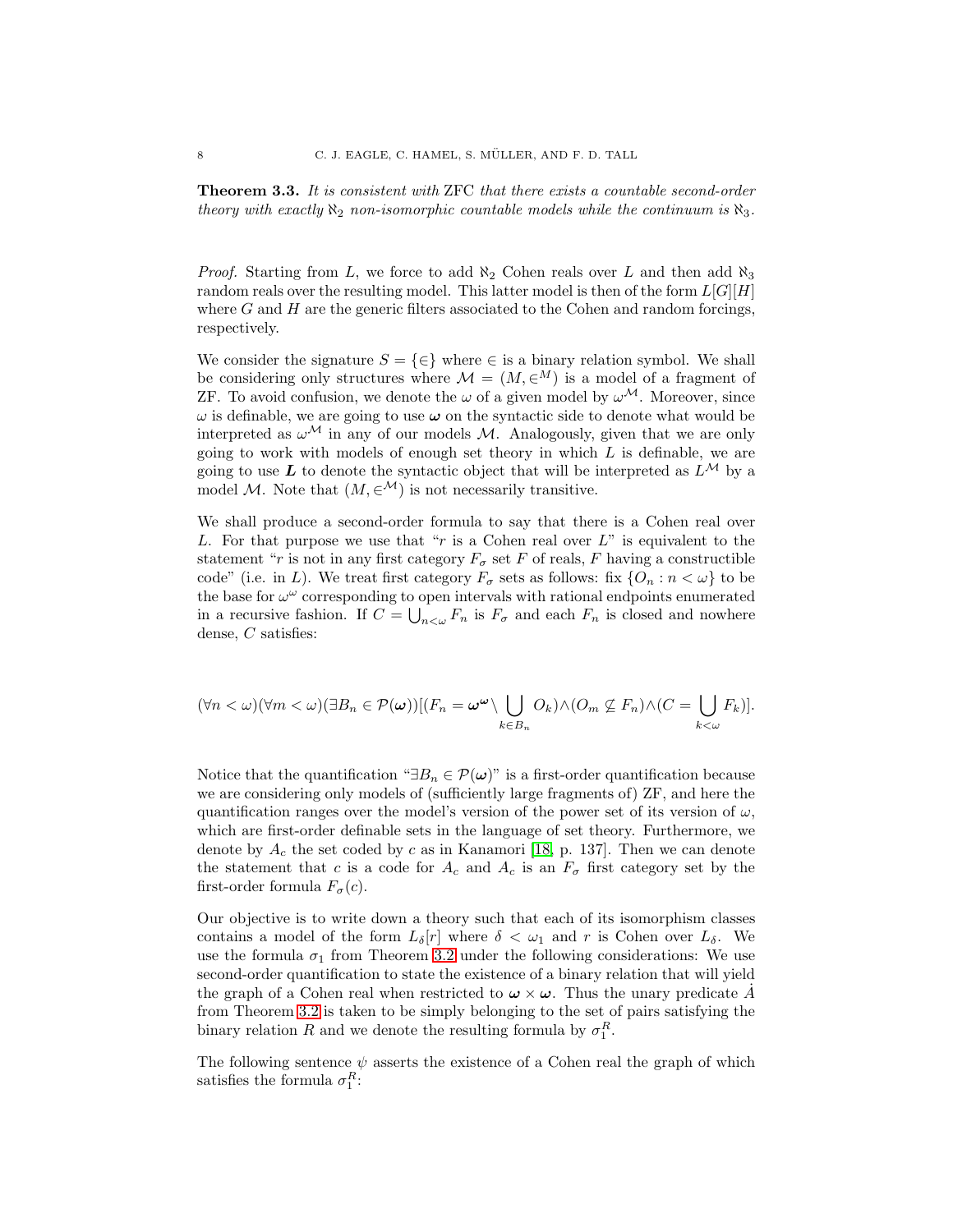**Theorem 3.3.** *It is consistent with* ZFC *that there exists a countable second-order theory with exactly $\aleph_2$ non-isomorphic countable models while the continuum is $\aleph_3$.*

*Proof.* Starting from $L$, we force to add $\aleph_2$ Cohen reals over $L$ and then add $\aleph_3$ random reals over the resulting model. This latter model is then of the form $L[G][H]$ where $G$ and $H$ are the generic filters associated to the Cohen and random forcings, respectively.

We consider the signature $S = \{\in\}$ where $\in$ is a binary relation symbol. We shall be considering only structures where $\mathcal{M} = (M, \in^M)$ is a model of a fragment of ZF. To avoid confusion, we denote the $\omega$ of a given model by $\omega^{\mathcal{M}}$. Moreover, since $\omega$ is definable, we are going to use $\boldsymbol{\omega}$ on the syntactic side to denote what would be interpreted as $\omega^{\mathcal{M}}$ in any of our models $\mathcal{M}$. Analogously, given that we are only going to work with models of enough set theory in which $L$ is definable, we are going to use $\boldsymbol{L}$ to denote the syntactic object that will be interpreted as $L^{\mathcal{M}}$ by a model $\mathcal{M}$. Note that $(M, \in^{\mathcal{M}})$ is not necessarily transitive.

We shall produce a second-order formula to say that there is a Cohen real over $L$. For that purpose we use that "$r$ is a Cohen real over $L$" is equivalent to the statement "$r$ is not in any first category $F_\sigma$ set $F$ of reals, $F$ having a constructible code" (i.e. in $L$). We treat first category $F_\sigma$ sets as follows: fix $\{O_n : n < \omega\}$ to be the base for $\omega^\omega$ corresponding to open intervals with rational endpoints enumerated in a recursive fashion. If $C = \bigcup_{n<\omega} F_n$ is $F_\sigma$ and each $F_n$ is closed and nowhere dense, $C$ satisfies:

$$(\forall n < \omega)(\forall m < \omega)(\exists B_n \in \mathcal{P}(\boldsymbol{\omega}))[(F_n = \boldsymbol{\omega}^{\boldsymbol{\omega}} \setminus \bigcup_{k \in B_n} O_k) \wedge (O_m \not\subseteq F_n) \wedge (C = \bigcup_{k<\omega} F_k)].$$

Notice that the quantification "$\exists B_n \in \mathcal{P}(\boldsymbol{\omega})$" is a first-order quantification because we are considering only models of (sufficiently large fragments of) ZF, and here the quantification ranges over the model's version of the power set of its version of $\omega$, which are first-order definable sets in the language of set theory. Furthermore, we denote by $A_c$ the set coded by $c$ as in Kanamori [18, p. 137]. Then we can denote the statement that $c$ is a code for $A_c$ and $A_c$ is an $F_\sigma$ first category set by the first-order formula $F_\sigma(c)$.

Our objective is to write down a theory such that each of its isomorphism classes contains a model of the form $L_\delta[r]$ where $\delta < \omega_1$ and $r$ is Cohen over $L_\delta$. We use the formula $\sigma_1$ from Theorem 3.2 under the following considerations: We use second-order quantification to state the existence of a binary relation that will yield the graph of a Cohen real when restricted to $\boldsymbol{\omega} \times \boldsymbol{\omega}$. Thus the unary predicate $\dot{A}$ from Theorem 3.2 is taken to be simply belonging to the set of pairs satisfying the binary relation $R$ and we denote the resulting formula by $\sigma_1^R$.

The following sentence $\psi$ asserts the existence of a Cohen real the graph of which satisfies the formula $\sigma_1^R$: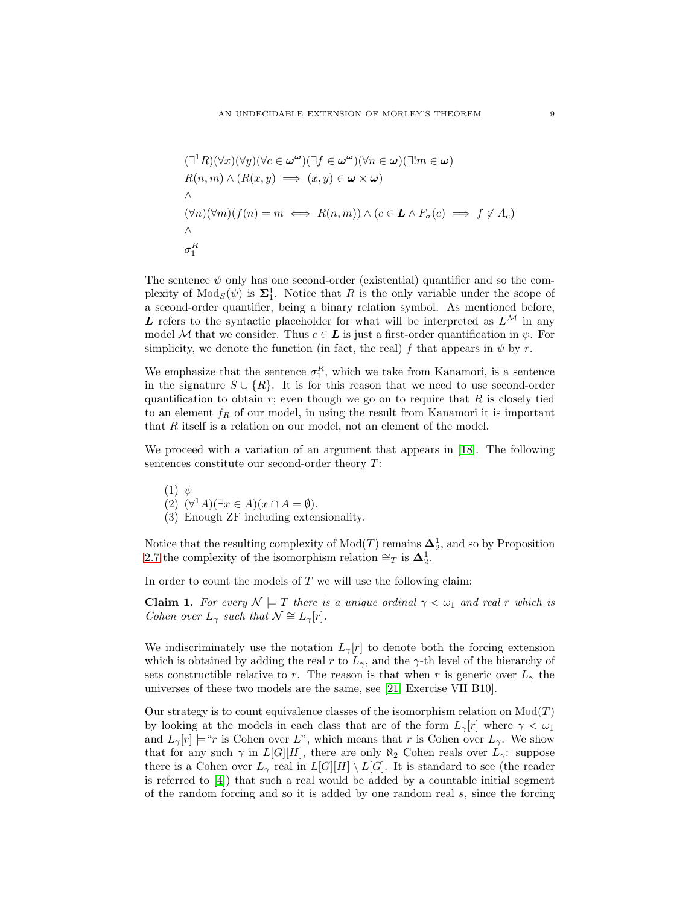$$
\begin{aligned}
&(\exists^1 R)(\forall x)(\forall y)(\forall c \in \boldsymbol{\omega}^{\boldsymbol{\omega}})(\exists f \in \boldsymbol{\omega}^{\boldsymbol{\omega}})(\forall n \in \boldsymbol{\omega})(\exists! m \in \boldsymbol{\omega})\\
&R(n,m) \wedge (R(x,y) \implies (x,y) \in \boldsymbol{\omega} \times \boldsymbol{\omega})\\
&\wedge\\
&(\forall n)(\forall m)(f(n) = m \iff R(n,m)) \wedge (c \in \boldsymbol{L} \wedge F_\sigma(c) \implies f \notin A_c)\\
&\wedge\\
&\sigma_1^R
\end{aligned}
$$

The sentence $\psi$ only has one second-order (existential) quantifier and so the complexity of $\mathrm{Mod}_S(\psi)$ is $\boldsymbol{\Sigma}^1_1$. Notice that $R$ is the only variable under the scope of a second-order quantifier, being a binary relation symbol. As mentioned before, $\boldsymbol{L}$ refers to the syntactic placeholder for what will be interpreted as $L^{\mathcal{M}}$ in any model $\mathcal{M}$ that we consider. Thus $c \in \boldsymbol{L}$ is just a first-order quantification in $\psi$. For simplicity, we denote the function (in fact, the real) $f$ that appears in $\psi$ by $r$.

We emphasize that the sentence $\sigma_1^R$, which we take from Kanamori, is a sentence in the signature $S \cup \{R\}$. It is for this reason that we need to use second-order quantification to obtain $r$; even though we go on to require that $R$ is closely tied to an element $f_R$ of our model, in using the result from Kanamori it is important that $R$ itself is a relation on our model, not an element of the model.

We proceed with a variation of an argument that appears in [18]. The following sentences constitute our second-order theory $T$:

(1) $\psi$
(2) $(\forall^1 A)(\exists x \in A)(x \cap A = \emptyset)$.
(3) Enough ZF including extensionality.

Notice that the resulting complexity of $\mathrm{Mod}(T)$ remains $\boldsymbol{\Delta}^1_2$, and so by Proposition 2.7 the complexity of the isomorphism relation $\cong_T$ is $\boldsymbol{\Delta}^1_2$.

In order to count the models of $T$ we will use the following claim:

**Claim 1.** *For every $\mathcal{N} \models T$ there is a unique ordinal $\gamma < \omega_1$ and real $r$ which is Cohen over $L_\gamma$ such that $\mathcal{N} \cong L_\gamma[r]$.*

We indiscriminately use the notation $L_\gamma[r]$ to denote both the forcing extension which is obtained by adding the real $r$ to $L_\gamma$, and the $\gamma$-th level of the hierarchy of sets constructible relative to $r$. The reason is that when $r$ is generic over $L_\gamma$ the universes of these two models are the same, see [21, Exercise VII B10].

Our strategy is to count equivalence classes of the isomorphism relation on $\mathrm{Mod}(T)$ by looking at the models in each class that are of the form $L_\gamma[r]$ where $\gamma < \omega_1$ and $L_\gamma[r] \models$"$r$ is Cohen over $L$", which means that $r$ is Cohen over $L_\gamma$. We show that for any such $\gamma$ in $L[G][H]$, there are only $\aleph_2$ Cohen reals over $L_\gamma$: suppose there is a Cohen over $L_\gamma$ real in $L[G][H] \setminus L[G]$. It is standard to see (the reader is referred to [4]) that such a real would be added by a countable initial segment of the random forcing and so it is added by one random real $s$, since the forcing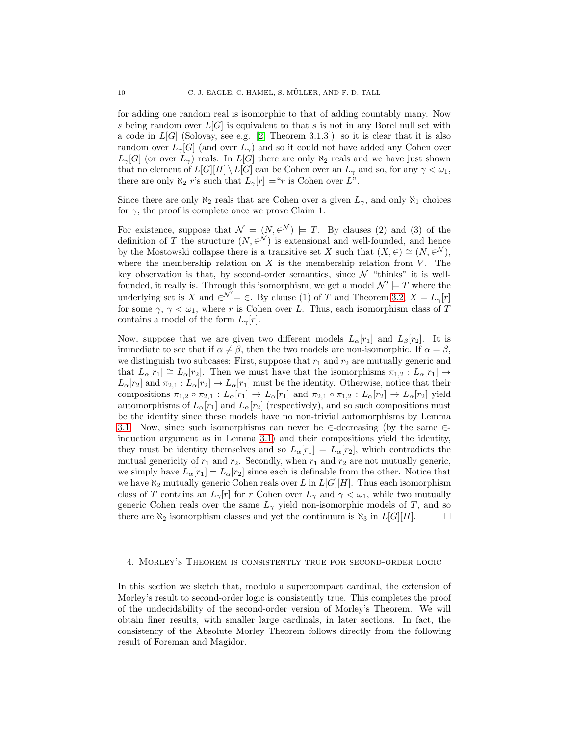for adding one random real is isomorphic to that of adding countably many. Now $s$ being random over $L[G]$ is equivalent to that $s$ is not in any Borel null set with a code in $L[G]$ (Solovay, see e.g. [2, Theorem 3.1.3]), so it is clear that it is also random over $L_\gamma[G]$ (and over $L_\gamma$) and so it could not have added any Cohen over $L_\gamma[G]$ (or over $L_\gamma$) reals. In $L[G]$ there are only $\aleph_2$ reals and we have just shown that no element of $L[G][H] \setminus L[G]$ can be Cohen over an $L_\gamma$ and so, for any $\gamma < \omega_1$, there are only $\aleph_2$ $r$'s such that $L_\gamma[r] \models$"$r$ is Cohen over $L$".

Since there are only $\aleph_2$ reals that are Cohen over a given $L_\gamma$, and only $\aleph_1$ choices for $\gamma$, the proof is complete once we prove Claim 1.

For existence, suppose that $\mathcal{N} = (N, \in^{\mathcal{N}}) \models T$. By clauses (2) and (3) of the definition of $T$ the structure $(N, \in^{\mathcal{N}})$ is extensional and well-founded, and hence by the Mostowski collapse there is a transitive set $X$ such that $(X, \in) \cong (N, \in^{\mathcal{N}})$, where the membership relation on $X$ is the membership relation from $V$. The key observation is that, by second-order semantics, since $\mathcal{N}$ "thinks" it is well-founded, it really is. Through this isomorphism, we get a model $\mathcal{N}' \models T$ where the underlying set is $X$ and $\in^{\mathcal{N}'} = \in$. By clause (1) of $T$ and Theorem 3.2, $X = L_\gamma[r]$ for some $\gamma$, $\gamma < \omega_1$, where $r$ is Cohen over $L$. Thus, each isomorphism class of $T$ contains a model of the form $L_\gamma[r]$.

Now, suppose that we are given two different models $L_\alpha[r_1]$ and $L_\beta[r_2]$. It is immediate to see that if $\alpha \neq \beta$, then the two models are non-isomorphic. If $\alpha = \beta$, we distinguish two subcases: First, suppose that $r_1$ and $r_2$ are mutually generic and that $L_\alpha[r_1] \cong L_\alpha[r_2]$. Then we must have that the isomorphisms $\pi_{1,2} : L_\alpha[r_1] \to L_\alpha[r_2]$ and $\pi_{2,1} : L_\alpha[r_2] \to L_\alpha[r_1]$ must be the identity. Otherwise, notice that their compositions $\pi_{1,2} \circ \pi_{2,1} : L_\alpha[r_1] \to L_\alpha[r_1]$ and $\pi_{2,1} \circ \pi_{1,2} : L_\alpha[r_2] \to L_\alpha[r_2]$ yield automorphisms of $L_\alpha[r_1]$ and $L_\alpha[r_2]$ (respectively), and so such compositions must be the identity since these models have no non-trivial automorphisms by Lemma 3.1. Now, since such isomorphisms can never be $\in$-decreasing (by the same $\in$-induction argument as in Lemma 3.1) and their compositions yield the identity, they must be identity themselves and so $L_\alpha[r_1] = L_\alpha[r_2]$, which contradicts the mutual genericity of $r_1$ and $r_2$. Secondly, when $r_1$ and $r_2$ are not mutually generic, we simply have $L_\alpha[r_1] = L_\alpha[r_2]$ since each is definable from the other. Notice that we have $\aleph_2$ mutually generic Cohen reals over $L$ in $L[G][H]$. Thus each isomorphism class of $T$ contains an $L_\gamma[r]$ for $r$ Cohen over $L_\gamma$ and $\gamma < \omega_1$, while two mutually generic Cohen reals over the same $L_\gamma$ yield non-isomorphic models of $T$, and so there are $\aleph_2$ isomorphism classes and yet the continuum is $\aleph_3$ in $L[G][H]$. □

## 4. Morley's Theorem is consistently true for second-order logic

In this section we sketch that, modulo a supercompact cardinal, the extension of Morley's result to second-order logic is consistently true. This completes the proof of the undecidability of the second-order version of Morley's Theorem. We will obtain finer results, with smaller large cardinals, in later sections. In fact, the consistency of the Absolute Morley Theorem follows directly from the following result of Foreman and Magidor.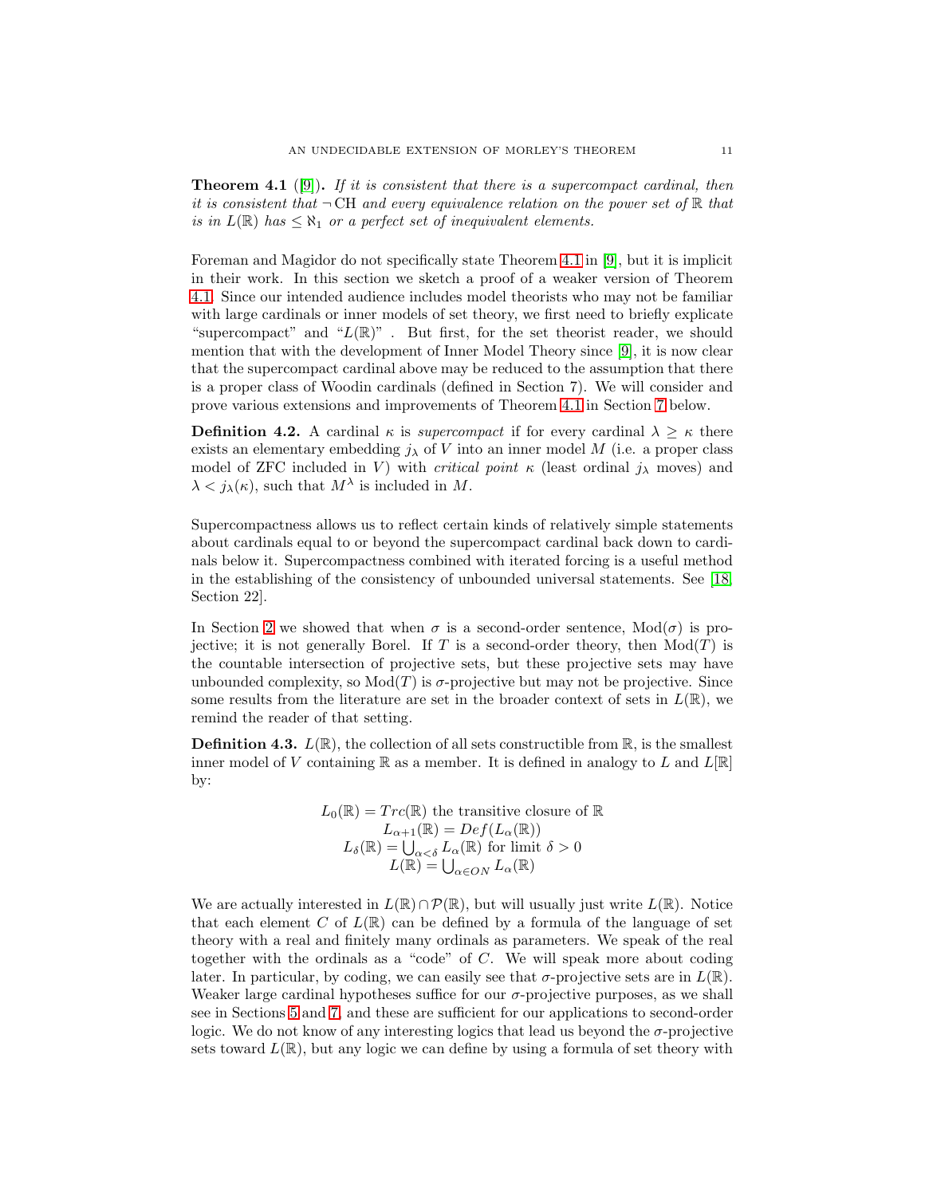**Theorem 4.1** ([9]). *If it is consistent that there is a supercompact cardinal, then it is consistent that $\neg$ CH and every equivalence relation on the power set of $\mathbb{R}$ that is in $L(\mathbb{R})$ has $\leq \aleph_1$ or a perfect set of inequivalent elements.*

Foreman and Magidor do not specifically state Theorem 4.1 in [9], but it is implicit in their work. In this section we sketch a proof of a weaker version of Theorem 4.1. Since our intended audience includes model theorists who may not be familiar with large cardinals or inner models of set theory, we first need to briefly explicate "supercompact" and "$L(\mathbb{R})$" . But first, for the set theorist reader, we should mention that with the development of Inner Model Theory since [9], it is now clear that the supercompact cardinal above may be reduced to the assumption that there is a proper class of Woodin cardinals (defined in Section 7). We will consider and prove various extensions and improvements of Theorem 4.1 in Section 7 below.

**Definition 4.2.** A cardinal $\kappa$ is *supercompact* if for every cardinal $\lambda \geq \kappa$ there exists an elementary embedding $j_\lambda$ of $V$ into an inner model $M$ (i.e. a proper class model of ZFC included in $V$) with *critical point* $\kappa$ (least ordinal $j_\lambda$ moves) and $\lambda < j_\lambda(\kappa)$, such that $M^\lambda$ is included in $M$.

Supercompactness allows us to reflect certain kinds of relatively simple statements about cardinals equal to or beyond the supercompact cardinal back down to cardinals below it. Supercompactness combined with iterated forcing is a useful method in the establishing of the consistency of unbounded universal statements. See [18, Section 22].

In Section 2 we showed that when $\sigma$ is a second-order sentence, $\mathrm{Mod}(\sigma)$ is projective; it is not generally Borel. If $T$ is a second-order theory, then $\mathrm{Mod}(T)$ is the countable intersection of projective sets, but these projective sets may have unbounded complexity, so $\mathrm{Mod}(T)$ is $\sigma$-projective but may not be projective. Since some results from the literature are set in the broader context of sets in $L(\mathbb{R})$, we remind the reader of that setting.

**Definition 4.3.** $L(\mathbb{R})$, the collection of all sets constructible from $\mathbb{R}$, is the smallest inner model of $V$ containing $\mathbb{R}$ as a member. It is defined in analogy to $L$ and $L[\mathbb{R}]$ by:

$$L_0(\mathbb{R}) = Trc(\mathbb{R}) \text{ the transitive closure of } \mathbb{R}$$
$$L_{\alpha+1}(\mathbb{R}) = Def(L_\alpha(\mathbb{R}))$$
$$L_\delta(\mathbb{R}) = \bigcup_{\alpha<\delta} L_\alpha(\mathbb{R}) \text{ for limit } \delta > 0$$
$$L(\mathbb{R}) = \bigcup_{\alpha \in ON} L_\alpha(\mathbb{R})$$

We are actually interested in $L(\mathbb{R}) \cap \mathcal{P}(\mathbb{R})$, but will usually just write $L(\mathbb{R})$. Notice that each element $C$ of $L(\mathbb{R})$ can be defined by a formula of the language of set theory with a real and finitely many ordinals as parameters. We speak of the real together with the ordinals as a "code" of $C$. We will speak more about coding later. In particular, by coding, we can easily see that $\sigma$-projective sets are in $L(\mathbb{R})$. Weaker large cardinal hypotheses suffice for our $\sigma$-projective purposes, as we shall see in Sections 5 and 7, and these are sufficient for our applications to second-order logic. We do not know of any interesting logics that lead us beyond the $\sigma$-projective sets toward $L(\mathbb{R})$, but any logic we can define by using a formula of set theory with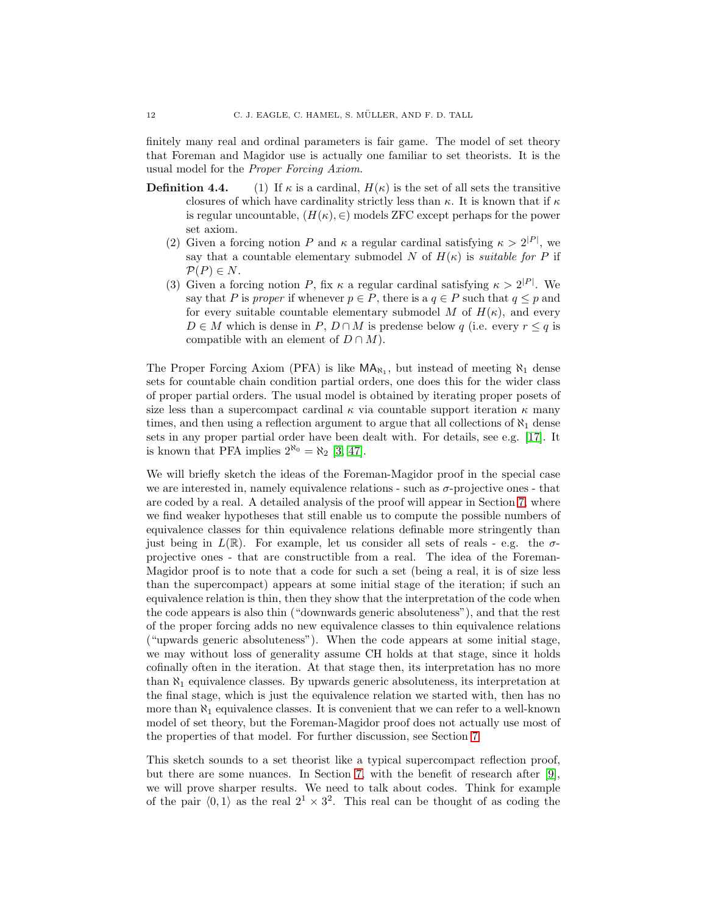finitely many real and ordinal parameters is fair game. The model of set theory that Foreman and Magidor use is actually one familiar to set theorists. It is the usual model for the *Proper Forcing Axiom*.

**Definition 4.4.** (1) If $\kappa$ is a cardinal, $H(\kappa)$ is the set of all sets the transitive closures of which have cardinality strictly less than $\kappa$. It is known that if $\kappa$ is regular uncountable, $(H(\kappa), \in)$ models ZFC except perhaps for the power set axiom.

(2) Given a forcing notion $P$ and $\kappa$ a regular cardinal satisfying $\kappa > 2^{|P|}$, we say that a countable elementary submodel $N$ of $H(\kappa)$ is *suitable for* $P$ if $\mathcal{P}(P) \in N$.

(3) Given a forcing notion $P$, fix $\kappa$ a regular cardinal satisfying $\kappa > 2^{|P|}$. We say that $P$ is *proper* if whenever $p \in P$, there is a $q \in P$ such that $q \leq p$ and for every suitable countable elementary submodel $M$ of $H(\kappa)$, and every $D \in M$ which is dense in $P$, $D \cap M$ is predense below $q$ (i.e. every $r \leq q$ is compatible with an element of $D \cap M$).

The Proper Forcing Axiom (PFA) is like $\mathsf{MA}_{\aleph_1}$, but instead of meeting $\aleph_1$ dense sets for countable chain condition partial orders, one does this for the wider class of proper partial orders. The usual model is obtained by iterating proper posets of size less than a supercompact cardinal $\kappa$ via countable support iteration $\kappa$ many times, and then using a reflection argument to argue that all collections of $\aleph_1$ dense sets in any proper partial order have been dealt with. For details, see e.g. [17]. It is known that PFA implies $2^{\aleph_0} = \aleph_2$ [3, 47].

We will briefly sketch the ideas of the Foreman-Magidor proof in the special case we are interested in, namely equivalence relations - such as $\sigma$-projective ones - that are coded by a real. A detailed analysis of the proof will appear in Section 7, where we find weaker hypotheses that still enable us to compute the possible numbers of equivalence classes for thin equivalence relations definable more stringently than just being in $L(\mathbb{R})$. For example, let us consider all sets of reals - e.g. the $\sigma$-projective ones - that are constructible from a real. The idea of the Foreman-Magidor proof is to note that a code for such a set (being a real, it is of size less than the supercompact) appears at some initial stage of the iteration; if such an equivalence relation is thin, then they show that the interpretation of the code when the code appears is also thin ("downwards generic absoluteness"), and that the rest of the proper forcing adds no new equivalence classes to thin equivalence relations ("upwards generic absoluteness"). When the code appears at some initial stage, we may without loss of generality assume CH holds at that stage, since it holds cofinally often in the iteration. At that stage then, its interpretation has no more than $\aleph_1$ equivalence classes. By upwards generic absoluteness, its interpretation at the final stage, which is just the equivalence relation we started with, then has no more than $\aleph_1$ equivalence classes. It is convenient that we can refer to a well-known model of set theory, but the Foreman-Magidor proof does not actually use most of the properties of that model. For further discussion, see Section 7.

This sketch sounds to a set theorist like a typical supercompact reflection proof, but there are some nuances. In Section 7, with the benefit of research after [9], we will prove sharper results. We need to talk about codes. Think for example of the pair $\langle 0, 1 \rangle$ as the real $2^1 \times 3^2$. This real can be thought of as coding the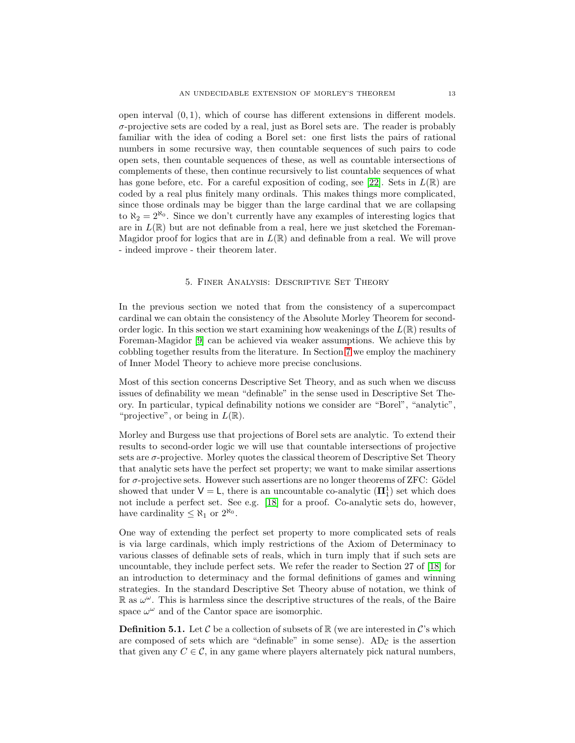open interval $(0,1)$, which of course has different extensions in different models. $\sigma$-projective sets are coded by a real, just as Borel sets are. The reader is probably familiar with the idea of coding a Borel set: one first lists the pairs of rational numbers in some recursive way, then countable sequences of such pairs to code open sets, then countable sequences of these, as well as countable intersections of complements of these, then continue recursively to list countable sequences of what has gone before, etc. For a careful exposition of coding, see [22]. Sets in $L(\mathbb{R})$ are coded by a real plus finitely many ordinals. This makes things more complicated, since those ordinals may be bigger than the large cardinal that we are collapsing to $\aleph_2 = 2^{\aleph_0}$. Since we don't currently have any examples of interesting logics that are in $L(\mathbb{R})$ but are not definable from a real, here we just sketched the Foreman-Magidor proof for logics that are in $L(\mathbb{R})$ and definable from a real. We will prove - indeed improve - their theorem later.

## 5. Finer Analysis: Descriptive Set Theory

In the previous section we noted that from the consistency of a supercompact cardinal we can obtain the consistency of the Absolute Morley Theorem for second-order logic. In this section we start examining how weakenings of the $L(\mathbb{R})$ results of Foreman-Magidor [9] can be achieved via weaker assumptions. We achieve this by cobbling together results from the literature. In Section 7 we employ the machinery of Inner Model Theory to achieve more precise conclusions.

Most of this section concerns Descriptive Set Theory, and as such when we discuss issues of definability we mean "definable" in the sense used in Descriptive Set Theory. In particular, typical definability notions we consider are "Borel", "analytic", "projective", or being in $L(\mathbb{R})$.

Morley and Burgess use that projections of Borel sets are analytic. To extend their results to second-order logic we will use that countable intersections of projective sets are $\sigma$-projective. Morley quotes the classical theorem of Descriptive Set Theory that analytic sets have the perfect set property; we want to make similar assertions for $\sigma$-projective sets. However such assertions are no longer theorems of ZFC: Gödel showed that under $\mathsf{V} = \mathsf{L}$, there is an uncountable co-analytic ($\mathbf{\Pi}^1_1$) set which does not include a perfect set. See e.g. [18] for a proof. Co-analytic sets do, however, have cardinality $\leq \aleph_1$ or $2^{\aleph_0}$.

One way of extending the perfect set property to more complicated sets of reals is via large cardinals, which imply restrictions of the Axiom of Determinacy to various classes of definable sets of reals, which in turn imply that if such sets are uncountable, they include perfect sets. We refer the reader to Section 27 of [18] for an introduction to determinacy and the formal definitions of games and winning strategies. In the standard Descriptive Set Theory abuse of notation, we think of $\mathbb{R}$ as $\omega^\omega$. This is harmless since the descriptive structures of the reals, of the Baire space $\omega^\omega$ and of the Cantor space are isomorphic.

**Definition 5.1.** Let $\mathcal{C}$ be a collection of subsets of $\mathbb{R}$ (we are interested in $\mathcal{C}$'s which are composed of sets which are "definable" in some sense). $\mathrm{AD}_{\mathcal{C}}$ is the assertion that given any $C \in \mathcal{C}$, in any game where players alternately pick natural numbers,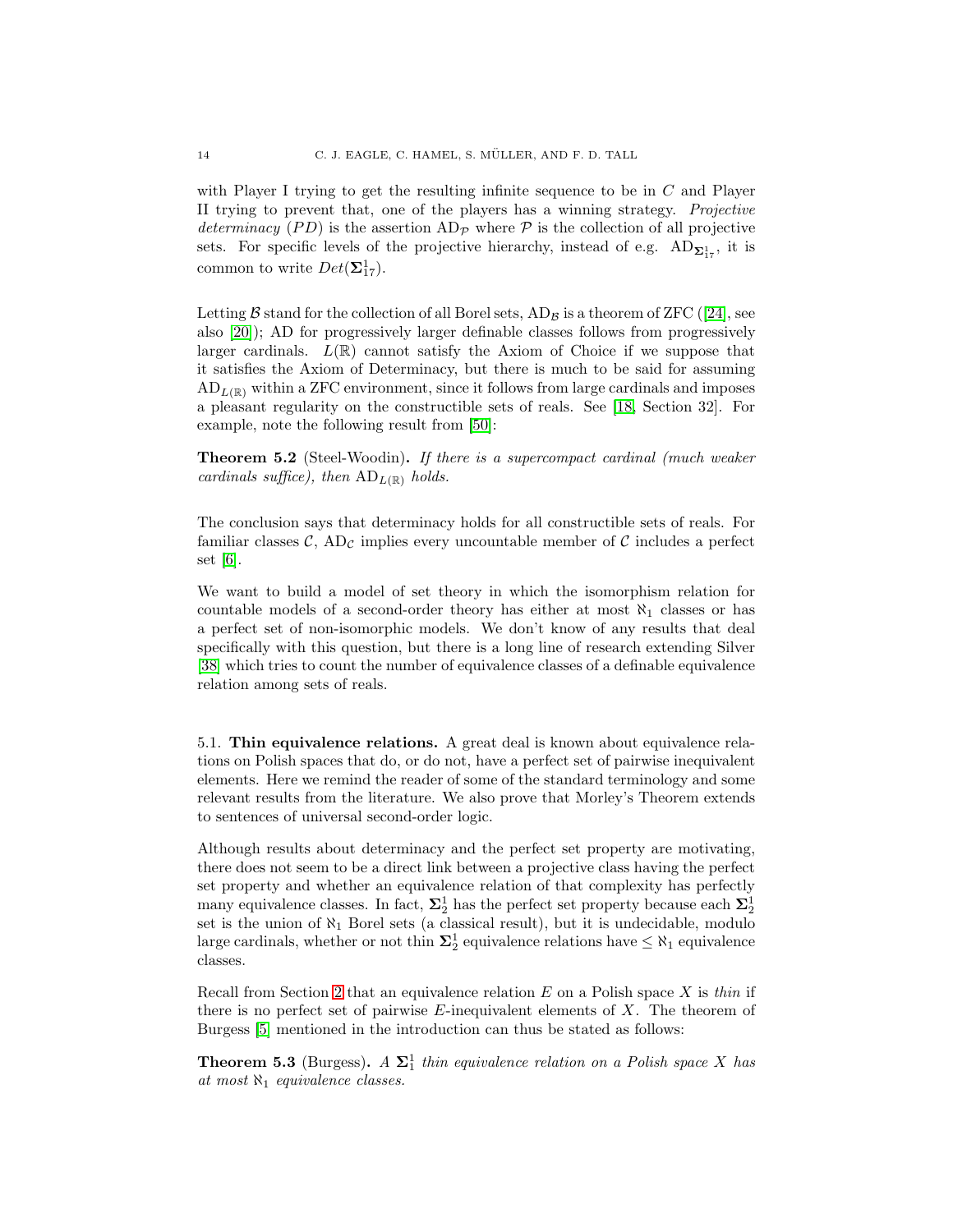with Player I trying to get the resulting infinite sequence to be in $C$ and Player II trying to prevent that, one of the players has a winning strategy. *Projective determinacy* (*PD*) is the assertion $\mathrm{AD}_{\mathcal{P}}$ where $\mathcal{P}$ is the collection of all projective sets. For specific levels of the projective hierarchy, instead of e.g. $\mathrm{AD}_{\mathbf{\Sigma}^1_{17}}$, it is common to write $Det(\mathbf{\Sigma}^1_{17})$.

Letting $\mathcal{B}$ stand for the collection of all Borel sets, $\mathrm{AD}_{\mathcal{B}}$ is a theorem of ZFC ([24], see also [20]); AD for progressively larger definable classes follows from progressively larger cardinals. $L(\mathbb{R})$ cannot satisfy the Axiom of Choice if we suppose that it satisfies the Axiom of Determinacy, but there is much to be said for assuming $\mathrm{AD}_{L(\mathbb{R})}$ within a ZFC environment, since it follows from large cardinals and imposes a pleasant regularity on the constructible sets of reals. See [18, Section 32]. For example, note the following result from [50]:

**Theorem 5.2** (Steel-Woodin)**.** *If there is a supercompact cardinal (much weaker cardinals suffice), then* $\mathrm{AD}_{L(\mathbb{R})}$ *holds.*

The conclusion says that determinacy holds for all constructible sets of reals. For familiar classes $\mathcal{C}$, $\mathrm{AD}_{\mathcal{C}}$ implies every uncountable member of $\mathcal{C}$ includes a perfect set [6].

We want to build a model of set theory in which the isomorphism relation for countable models of a second-order theory has either at most $\aleph_1$ classes or has a perfect set of non-isomorphic models. We don't know of any results that deal specifically with this question, but there is a long line of research extending Silver [38] which tries to count the number of equivalence classes of a definable equivalence relation among sets of reals.

## 5.1. **Thin equivalence relations.**

A great deal is known about equivalence relations on Polish spaces that do, or do not, have a perfect set of pairwise inequivalent elements. Here we remind the reader of some of the standard terminology and some relevant results from the literature. We also prove that Morley's Theorem extends to sentences of universal second-order logic.

Although results about determinacy and the perfect set property are motivating, there does not seem to be a direct link between a projective class having the perfect set property and whether an equivalence relation of that complexity has perfectly many equivalence classes. In fact, $\mathbf{\Sigma}^1_2$ has the perfect set property because each $\mathbf{\Sigma}^1_2$ set is the union of $\aleph_1$ Borel sets (a classical result), but it is undecidable, modulo large cardinals, whether or not thin $\mathbf{\Sigma}^1_2$ equivalence relations have $\leq \aleph_1$ equivalence classes.

Recall from Section 2 that an equivalence relation $E$ on a Polish space $X$ is *thin* if there is no perfect set of pairwise $E$-inequivalent elements of $X$. The theorem of Burgess [5] mentioned in the introduction can thus be stated as follows:

**Theorem 5.3** (Burgess)**.** *A* $\mathbf{\Sigma}^1_1$ *thin equivalence relation on a Polish space* $X$ *has at most* $\aleph_1$ *equivalence classes.*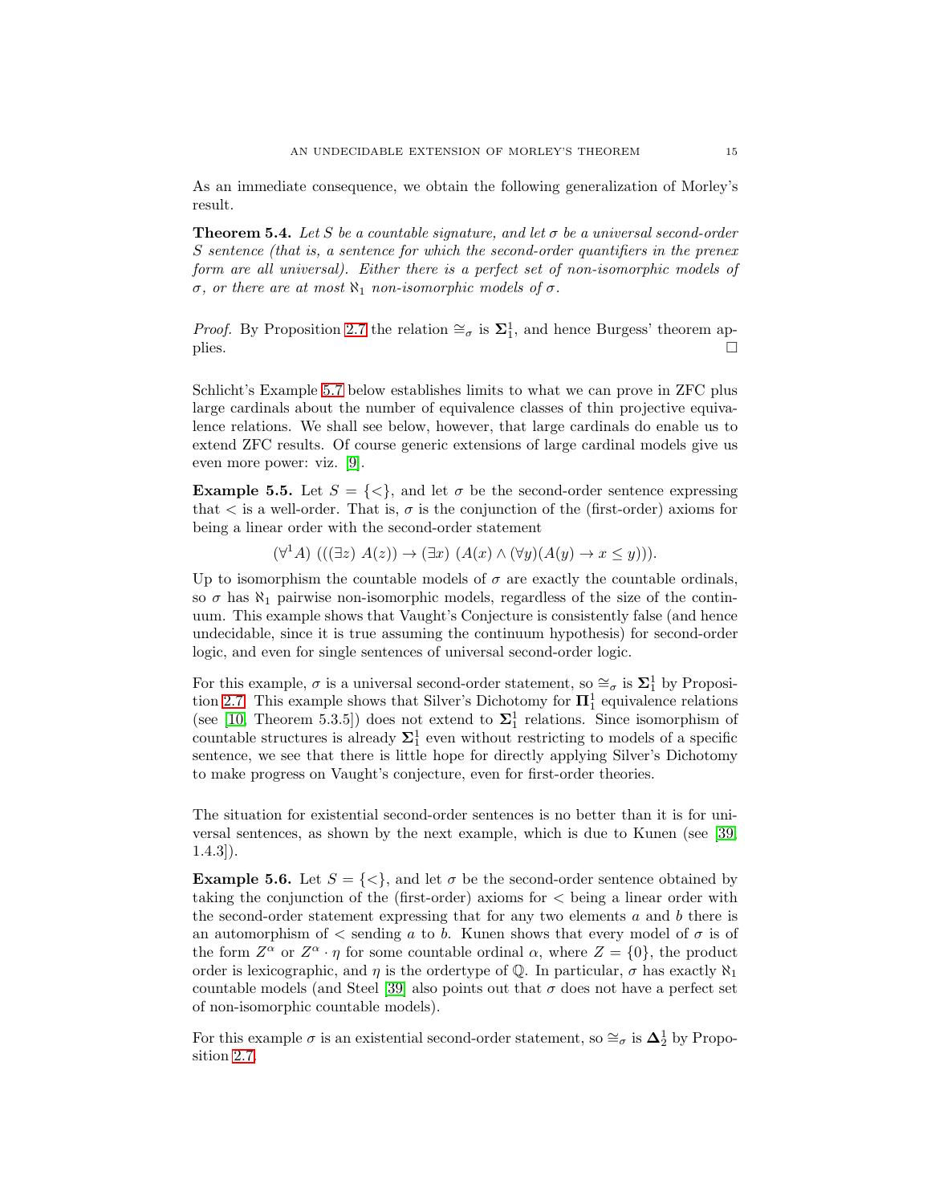As an immediate consequence, we obtain the following generalization of Morley's result.

**Theorem 5.4.** *Let $S$ be a countable signature, and let $\sigma$ be a universal second-order $S$ sentence (that is, a sentence for which the second-order quantifiers in the prenex form are all universal). Either there is a perfect set of non-isomorphic models of $\sigma$, or there are at most $\aleph_1$ non-isomorphic models of $\sigma$.*

*Proof.* By Proposition 2.7 the relation $\cong_\sigma$ is $\mathbf{\Sigma}^1_1$, and hence Burgess' theorem applies. □

Schlicht's Example 5.7 below establishes limits to what we can prove in ZFC plus large cardinals about the number of equivalence classes of thin projective equivalence relations. We shall see below, however, that large cardinals do enable us to extend ZFC results. Of course generic extensions of large cardinal models give us even more power: viz. [9].

**Example 5.5.** Let $S = \{<\}$, and let $\sigma$ be the second-order sentence expressing that $<$ is a well-order. That is, $\sigma$ is the conjunction of the (first-order) axioms for being a linear order with the second-order statement

$$(\forall^1 A)\ (((\exists z)\ A(z)) \to (\exists x)\ (A(x) \wedge (\forall y)(A(y) \to x \leq y))).$$

Up to isomorphism the countable models of $\sigma$ are exactly the countable ordinals, so $\sigma$ has $\aleph_1$ pairwise non-isomorphic models, regardless of the size of the continuum. This example shows that Vaught's Conjecture is consistently false (and hence undecidable, since it is true assuming the continuum hypothesis) for second-order logic, and even for single sentences of universal second-order logic.

For this example, $\sigma$ is a universal second-order statement, so $\cong_\sigma$ is $\mathbf{\Sigma}^1_1$ by Proposition 2.7. This example shows that Silver's Dichotomy for $\mathbf{\Pi}^1_1$ equivalence relations (see [10, Theorem 5.3.5]) does not extend to $\mathbf{\Sigma}^1_1$ relations. Since isomorphism of countable structures is already $\mathbf{\Sigma}^1_1$ even without restricting to models of a specific sentence, we see that there is little hope for directly applying Silver's Dichotomy to make progress on Vaught's conjecture, even for first-order theories.

The situation for existential second-order sentences is no better than it is for universal sentences, as shown by the next example, which is due to Kunen (see [39, 1.4.3]).

**Example 5.6.** Let $S = \{<\}$, and let $\sigma$ be the second-order sentence obtained by taking the conjunction of the (first-order) axioms for $<$ being a linear order with the second-order statement expressing that for any two elements $a$ and $b$ there is an automorphism of $<$ sending $a$ to $b$. Kunen shows that every model of $\sigma$ is of the form $Z^\alpha$ or $Z^\alpha \cdot \eta$ for some countable ordinal $\alpha$, where $Z = \{0\}$, the product order is lexicographic, and $\eta$ is the ordertype of $\mathbb{Q}$. In particular, $\sigma$ has exactly $\aleph_1$ countable models (and Steel [39] also points out that $\sigma$ does not have a perfect set of non-isomorphic countable models).

For this example $\sigma$ is an existential second-order statement, so $\cong_\sigma$ is $\mathbf{\Delta}^1_2$ by Proposition 2.7.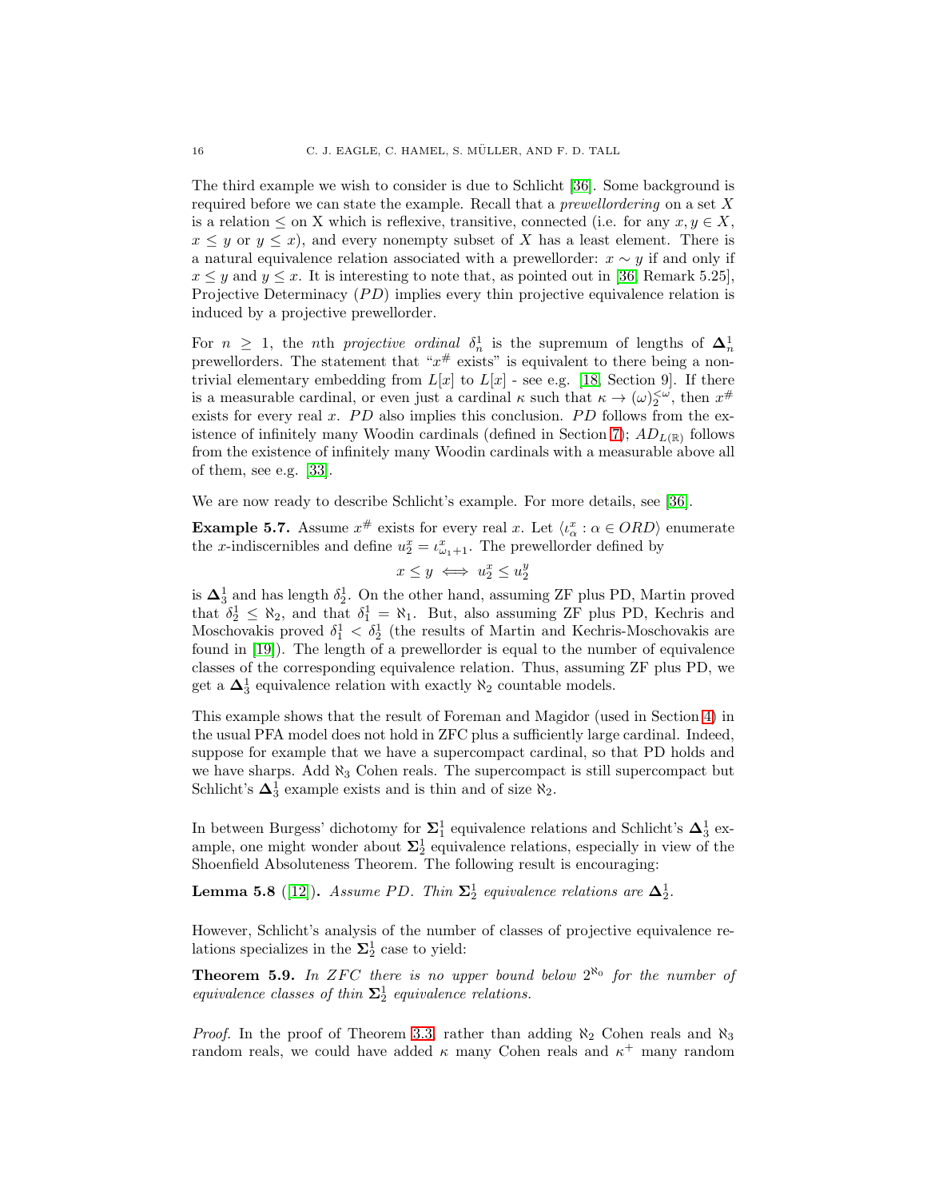The third example we wish to consider is due to Schlicht [36]. Some background is required before we can state the example. Recall that a *prewellordering* on a set $X$ is a relation $\leq$ on X which is reflexive, transitive, connected (i.e. for any $x, y \in X$, $x \leq y$ or $y \leq x$), and every nonempty subset of $X$ has a least element. There is a natural equivalence relation associated with a prewellorder: $x \sim y$ if and only if $x \leq y$ and $y \leq x$. It is interesting to note that, as pointed out in [36, Remark 5.25], Projective Determinacy ($PD$) implies every thin projective equivalence relation is induced by a projective prewellorder.

For $n \geq 1$, the $n$th *projective ordinal* $\delta^1_n$ is the supremum of lengths of $\mathbf{\Delta}^1_n$ prewellorders. The statement that "$x^\#$ exists" is equivalent to there being a non-trivial elementary embedding from $L[x]$ to $L[x]$ - see e.g. [18, Section 9]. If there is a measurable cardinal, or even just a cardinal $\kappa$ such that $\kappa \to (\omega)^{<\omega}_2$, then $x^\#$ exists for every real $x$. $PD$ also implies this conclusion. $PD$ follows from the existence of infinitely many Woodin cardinals (defined in Section 7); $AD_{L(\mathbb{R})}$ follows from the existence of infinitely many Woodin cardinals with a measurable above all of them, see e.g. [33].

We are now ready to describe Schlicht's example. For more details, see [36].

**Example 5.7.** Assume $x^\#$ exists for every real $x$. Let $\langle \iota^x_\alpha : \alpha \in ORD \rangle$ enumerate the $x$-indiscernibles and define $u^x_2 = \iota^x_{\omega_1+1}$. The prewellorder defined by

$$x \leq y \iff u^x_2 \leq u^y_2$$

is $\mathbf{\Delta}^1_3$ and has length $\delta^1_2$. On the other hand, assuming ZF plus PD, Martin proved that $\delta^1_2 \leq \aleph_2$, and that $\delta^1_1 = \aleph_1$. But, also assuming ZF plus PD, Kechris and Moschovakis proved $\delta^1_1 < \delta^1_2$ (the results of Martin and Kechris-Moschovakis are found in [19]). The length of a prewellorder is equal to the number of equivalence classes of the corresponding equivalence relation. Thus, assuming ZF plus PD, we get a $\mathbf{\Delta}^1_3$ equivalence relation with exactly $\aleph_2$ countable models.

This example shows that the result of Foreman and Magidor (used in Section 4) in the usual PFA model does not hold in ZFC plus a sufficiently large cardinal. Indeed, suppose for example that we have a supercompact cardinal, so that PD holds and we have sharps. Add $\aleph_3$ Cohen reals. The supercompact is still supercompact but Schlicht's $\mathbf{\Delta}^1_3$ example exists and is thin and of size $\aleph_2$.

In between Burgess' dichotomy for $\mathbf{\Sigma}^1_1$ equivalence relations and Schlicht's $\mathbf{\Delta}^1_3$ example, one might wonder about $\mathbf{\Sigma}^1_2$ equivalence relations, especially in view of the Shoenfield Absoluteness Theorem. The following result is encouraging:

**Lemma 5.8** ([12])**.** *Assume PD. Thin $\mathbf{\Sigma}^1_2$ equivalence relations are $\mathbf{\Delta}^1_2$.*

However, Schlicht's analysis of the number of classes of projective equivalence relations specializes in the $\mathbf{\Sigma}^1_2$ case to yield:

**Theorem 5.9.** *In ZFC there is no upper bound below $2^{\aleph_0}$ for the number of equivalence classes of thin $\mathbf{\Sigma}^1_2$ equivalence relations.*

*Proof.* In the proof of Theorem 3.3, rather than adding $\aleph_2$ Cohen reals and $\aleph_3$ random reals, we could have added $\kappa$ many Cohen reals and $\kappa^+$ many random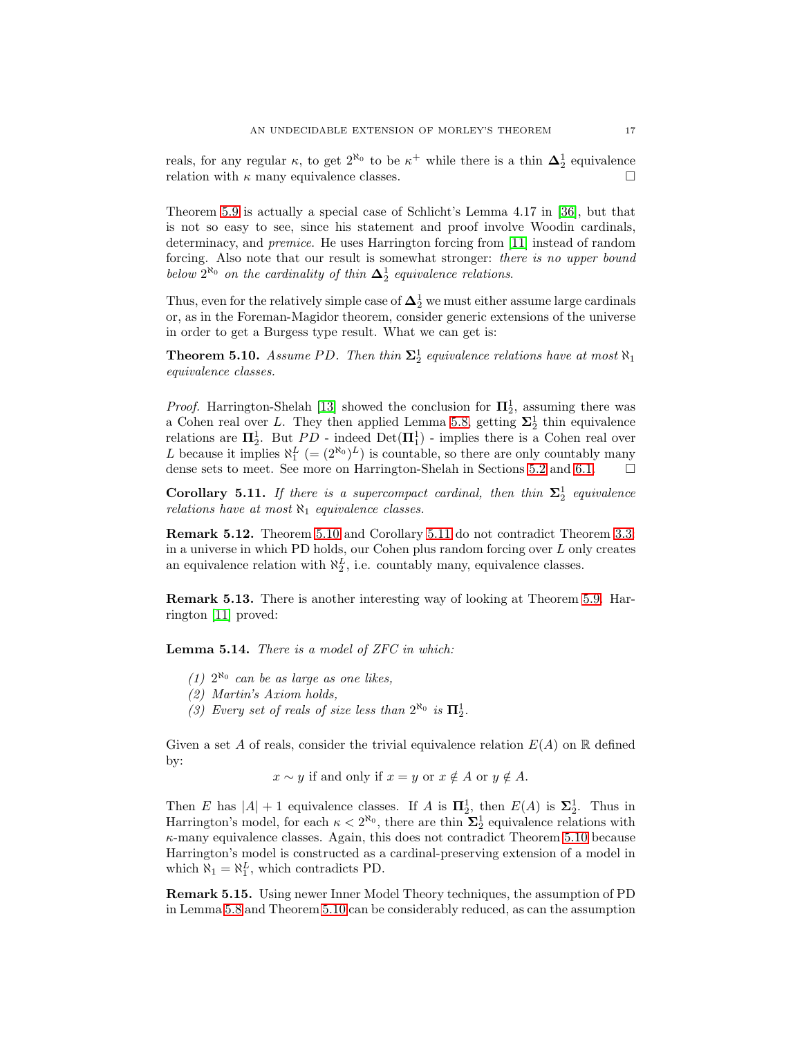reals, for any regular $\kappa$, to get $2^{\aleph_0}$ to be $\kappa^+$ while there is a thin $\mathbf{\Delta}^1_2$ equivalence relation with $\kappa$ many equivalence classes. $\square$

Theorem 5.9 is actually a special case of Schlicht's Lemma 4.17 in [36], but that is not so easy to see, since his statement and proof involve Woodin cardinals, determinacy, and *premice*. He uses Harrington forcing from [11] instead of random forcing. Also note that our result is somewhat stronger: *there is no upper bound below $2^{\aleph_0}$ on the cardinality of thin $\mathbf{\Delta}^1_2$ equivalence relations*.

Thus, even for the relatively simple case of $\mathbf{\Delta}^1_2$ we must either assume large cardinals or, as in the Foreman-Magidor theorem, consider generic extensions of the universe in order to get a Burgess type result. What we can get is:

**Theorem 5.10.** *Assume PD. Then thin $\mathbf{\Sigma}^1_2$ equivalence relations have at most $\aleph_1$ equivalence classes.*

*Proof.* Harrington-Shelah [13] showed the conclusion for $\mathbf{\Pi}^1_2$, assuming there was a Cohen real over $L$. They then applied Lemma 5.8, getting $\mathbf{\Sigma}^1_2$ thin equivalence relations are $\mathbf{\Pi}^1_2$. But $PD$ - indeed $\mathrm{Det}(\mathbf{\Pi}^1_1)$ - implies there is a Cohen real over $L$ because it implies $\aleph_1^L$ $(= (2^{\aleph_0})^L)$ is countable, so there are only countably many dense sets to meet. See more on Harrington-Shelah in Sections 5.2 and 6.1. $\square$

**Corollary 5.11.** *If there is a supercompact cardinal, then thin $\mathbf{\Sigma}^1_2$ equivalence relations have at most $\aleph_1$ equivalence classes.*

**Remark 5.12.** Theorem 5.10 and Corollary 5.11 do not contradict Theorem 3.3: in a universe in which PD holds, our Cohen plus random forcing over $L$ only creates an equivalence relation with $\aleph_2^L$, i.e. countably many, equivalence classes.

**Remark 5.13.** There is another interesting way of looking at Theorem 5.9. Harrington [11] proved:

**Lemma 5.14.** *There is a model of ZFC in which:*

*(1) $2^{\aleph_0}$ can be as large as one likes,*
*(2) Martin's Axiom holds,*
*(3) Every set of reals of size less than $2^{\aleph_0}$ is $\mathbf{\Pi}^1_2$.*

Given a set $A$ of reals, consider the trivial equivalence relation $E(A)$ on $\mathbb{R}$ defined by:

$$x \sim y \text{ if and only if } x = y \text{ or } x \notin A \text{ or } y \notin A.$$

Then $E$ has $|A| + 1$ equivalence classes. If $A$ is $\mathbf{\Pi}^1_2$, then $E(A)$ is $\mathbf{\Sigma}^1_2$. Thus in Harrington's model, for each $\kappa < 2^{\aleph_0}$, there are thin $\mathbf{\Sigma}^1_2$ equivalence relations with $\kappa$-many equivalence classes. Again, this does not contradict Theorem 5.10 because Harrington's model is constructed as a cardinal-preserving extension of a model in which $\aleph_1 = \aleph_1^L$, which contradicts PD.

**Remark 5.15.** Using newer Inner Model Theory techniques, the assumption of PD in Lemma 5.8 and Theorem 5.10 can be considerably reduced, as can the assumption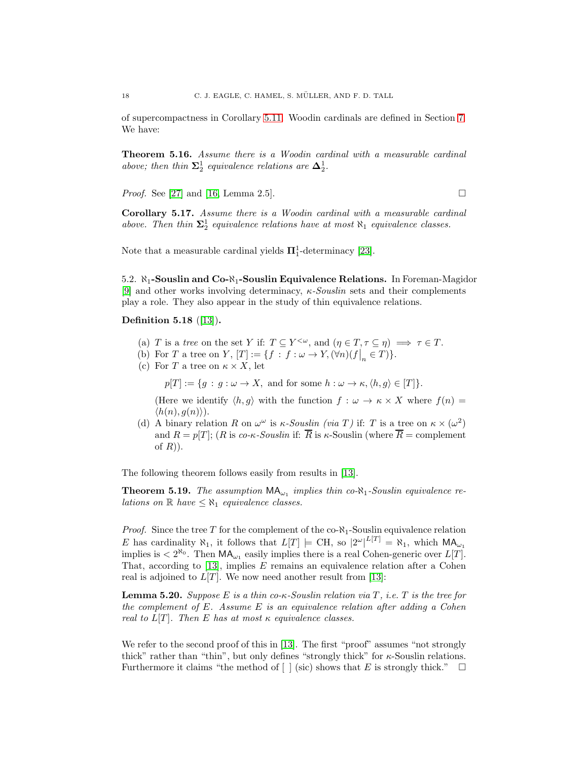of supercompactness in Corollary 5.11. Woodin cardinals are defined in Section 7. We have:

**Theorem 5.16.** *Assume there is a Woodin cardinal with a measurable cardinal above; then thin $\mathbf{\Sigma}^1_2$ equivalence relations are $\mathbf{\Delta}^1_2$.*

*Proof.* See [27] and [16, Lemma 2.5]. $\square$

**Corollary 5.17.** *Assume there is a Woodin cardinal with a measurable cardinal above. Then thin $\mathbf{\Sigma}^1_2$ equivalence relations have at most $\aleph_1$ equivalence classes.*

Note that a measurable cardinal yields $\mathbf{\Pi}^1_1$-determinacy [23].

5.2. **$\aleph_1$-Souslin and Co-$\aleph_1$-Souslin Equivalence Relations.** In Foreman-Magidor [9] and other works involving determinacy, *$\kappa$-Souslin* sets and their complements play a role. They also appear in the study of thin equivalence relations.

**Definition 5.18** ([13])**.**

(a) $T$ is a *tree* on the set $Y$ if: $T \subseteq Y^{<\omega}$, and $(\eta \in T, \tau \subseteq \eta) \implies \tau \in T$.

(b) For $T$ a tree on $Y$, $[T] := \{f : f : \omega \to Y, (\forall n)(f\big|_n \in T)\}$.

(c) For $T$ a tree on $\kappa \times X$, let

$$p[T] := \{g : g : \omega \to X, \text{ and for some } h : \omega \to \kappa, \langle h, g\rangle \in [T]\}.$$

(Here we identify $\langle h, g\rangle$ with the function $f : \omega \to \kappa \times X$ where $f(n) = \langle h(n), g(n)\rangle$).

(d) A binary relation $R$ on $\omega^\omega$ is *$\kappa$-Souslin (via $T$)* if: $T$ is a tree on $\kappa \times (\omega^2)$ and $R = p[T]$; ($R$ is *co-$\kappa$-Souslin* if: $\overline{R}$ is $\kappa$-Souslin (where $\overline{R}$ = complement of $R$)).

The following theorem follows easily from results in [13].

**Theorem 5.19.** *The assumption $\mathsf{MA}_{\omega_1}$ implies thin co-$\aleph_1$-Souslin equivalence relations on $\mathbb{R}$ have $\leq \aleph_1$ equivalence classes.*

*Proof.* Since the tree $T$ for the complement of the co-$\aleph_1$-Souslin equivalence relation $E$ has cardinality $\aleph_1$, it follows that $L[T] \models$ CH, so $|2^\omega|^{L[T]} = \aleph_1$, which $\mathsf{MA}_{\omega_1}$ implies is $< 2^{\aleph_0}$. Then $\mathsf{MA}_{\omega_1}$ easily implies there is a real Cohen-generic over $L[T]$. That, according to [13], implies $E$ remains an equivalence relation after a Cohen real is adjoined to $L[T]$. We now need another result from [13]:

**Lemma 5.20.** *Suppose $E$ is a thin co-$\kappa$-Souslin relation via $T$, i.e. $T$ is the tree for the complement of $E$. Assume $E$ is an equivalence relation after adding a Cohen real to $L[T]$. Then $E$ has at most $\kappa$ equivalence classes.*

We refer to the second proof of this in [13]. The first "proof" assumes "not strongly thick" rather than "thin", but only defines "strongly thick" for $\kappa$-Souslin relations. Furthermore it claims "the method of [ ] (sic) shows that $E$ is strongly thick." $\square$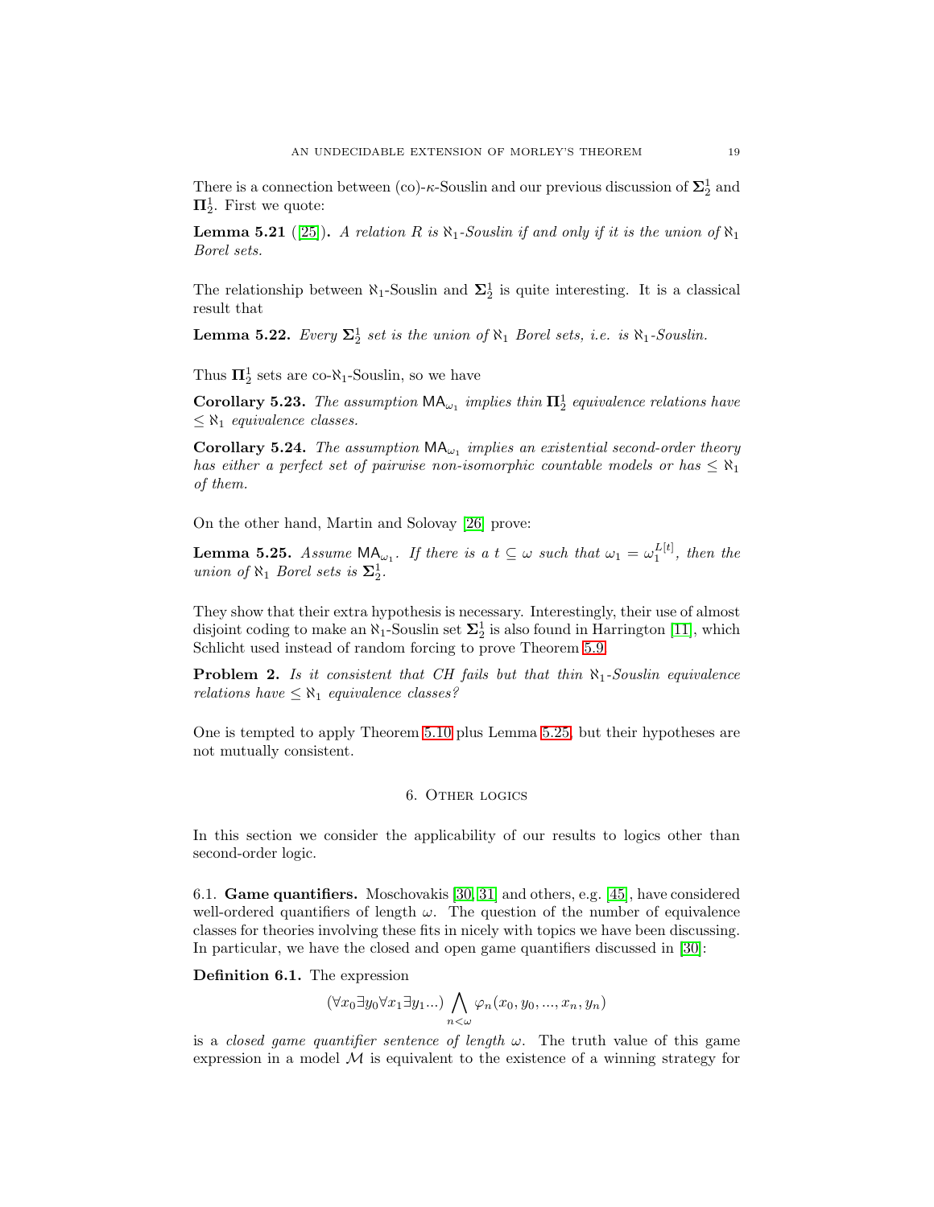There is a connection between (co)-$\kappa$-Souslin and our previous discussion of $\mathbf{\Sigma}^1_2$ and $\mathbf{\Pi}^1_2$. First we quote:

**Lemma 5.21** ([25])**.** *A relation $R$ is $\aleph_1$-Souslin if and only if it is the union of $\aleph_1$ Borel sets.*

The relationship between $\aleph_1$-Souslin and $\mathbf{\Sigma}^1_2$ is quite interesting. It is a classical result that

**Lemma 5.22.** *Every $\mathbf{\Sigma}^1_2$ set is the union of $\aleph_1$ Borel sets, i.e. is $\aleph_1$-Souslin.*

Thus $\mathbf{\Pi}^1_2$ sets are co-$\aleph_1$-Souslin, so we have

**Corollary 5.23.** *The assumption $\mathsf{MA}_{\omega_1}$ implies thin $\mathbf{\Pi}^1_2$ equivalence relations have $\leq \aleph_1$ equivalence classes.*

**Corollary 5.24.** *The assumption $\mathsf{MA}_{\omega_1}$ implies an existential second-order theory has either a perfect set of pairwise non-isomorphic countable models or has $\leq \aleph_1$ of them.*

On the other hand, Martin and Solovay [26] prove:

**Lemma 5.25.** *Assume $\mathsf{MA}_{\omega_1}$. If there is a $t \subseteq \omega$ such that $\omega_1 = \omega_1^{L[t]}$, then the union of $\aleph_1$ Borel sets is $\mathbf{\Sigma}^1_2$.*

They show that their extra hypothesis is necessary. Interestingly, their use of almost disjoint coding to make an $\aleph_1$-Souslin set $\mathbf{\Sigma}^1_2$ is also found in Harrington [11], which Schlicht used instead of random forcing to prove Theorem 5.9.

**Problem 2.** *Is it consistent that CH fails but that thin $\aleph_1$-Souslin equivalence relations have $\leq \aleph_1$ equivalence classes?*

One is tempted to apply Theorem 5.10 plus Lemma 5.25, but their hypotheses are not mutually consistent.

## 6. Other logics

In this section we consider the applicability of our results to logics other than second-order logic.

6.1. **Game quantifiers.** Moschovakis [30, 31] and others, e.g. [45], have considered well-ordered quantifiers of length $\omega$. The question of the number of equivalence classes for theories involving these fits in nicely with topics we have been discussing. In particular, we have the closed and open game quantifiers discussed in [30]:

**Definition 6.1.** The expression

$$(\forall x_0 \exists y_0 \forall x_1 \exists y_1 ...) \bigwedge_{n<\omega} \varphi_n(x_0, y_0, ..., x_n, y_n)$$

is a *closed game quantifier sentence of length $\omega$*. The truth value of this game expression in a model $\mathcal{M}$ is equivalent to the existence of a winning strategy for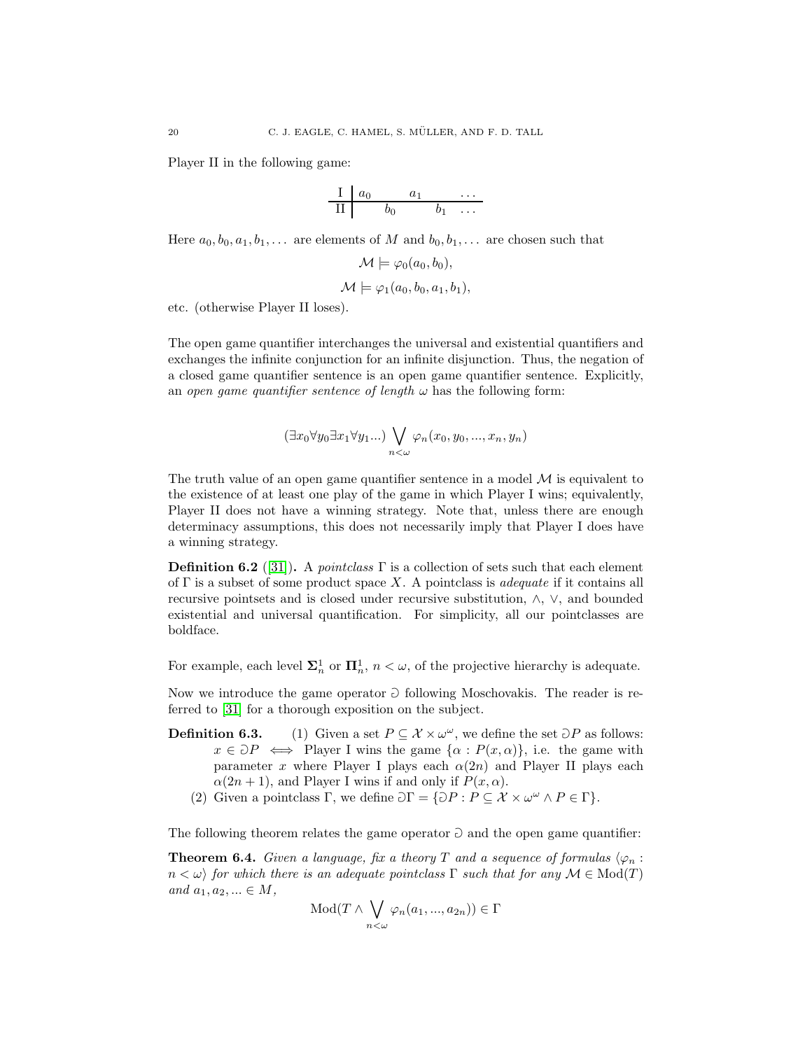Player II in the following game:

$$\begin{array}{c|cccccc} \text{I} & a_0 & & a_1 & & \dots \\ \hline \text{II} & & b_0 & & b_1 & \dots \end{array}$$

Here $a_0, b_0, a_1, b_1, \dots$ are elements of $M$ and $b_0, b_1, \dots$ are chosen such that

$$\mathcal{M} \models \varphi_0(a_0, b_0),$$

$$\mathcal{M} \models \varphi_1(a_0, b_0, a_1, b_1),$$

etc. (otherwise Player II loses).

The open game quantifier interchanges the universal and existential quantifiers and exchanges the infinite conjunction for an infinite disjunction. Thus, the negation of a closed game quantifier sentence is an open game quantifier sentence. Explicitly, an *open game quantifier sentence of length* $\omega$ has the following form:

$$(\exists x_0 \forall y_0 \exists x_1 \forall y_1 ...) \bigvee_{n<\omega} \varphi_n(x_0, y_0, ..., x_n, y_n)$$

The truth value of an open game quantifier sentence in a model $\mathcal{M}$ is equivalent to the existence of at least one play of the game in which Player I wins; equivalently, Player II does not have a winning strategy. Note that, unless there are enough determinacy assumptions, this does not necessarily imply that Player I does have a winning strategy.

**Definition 6.2** ([31])**.** A *pointclass* $\Gamma$ is a collection of sets such that each element of $\Gamma$ is a subset of some product space $X$. A pointclass is *adequate* if it contains all recursive pointsets and is closed under recursive substitution, $\wedge$, $\vee$, and bounded existential and universal quantification. For simplicity, all our pointclasses are boldface.

For example, each level $\mathbf{\Sigma}^1_n$ or $\mathbf{\Pi}^1_n$, $n < \omega$, of the projective hierarchy is adequate.

Now we introduce the game operator $\Game$ following Moschovakis. The reader is referred to [31] for a thorough exposition on the subject.

**Definition 6.3.**

1. Given a set $P \subseteq \mathcal{X} \times \omega^\omega$, we define the set $\Game P$ as follows: $x \in \Game P \iff$ Player I wins the game $\{\alpha : P(x, \alpha)\}$, i.e. the game with parameter $x$ where Player I plays each $\alpha(2n)$ and Player II plays each $\alpha(2n+1)$, and Player I wins if and only if $P(x, \alpha)$.
2. Given a pointclass $\Gamma$, we define $\Game\Gamma = \{\Game P : P \subseteq \mathcal{X} \times \omega^\omega \wedge P \in \Gamma\}$.

The following theorem relates the game operator $\Game$ and the open game quantifier:

**Theorem 6.4.** *Given a language, fix a theory $T$ and a sequence of formulas $\langle \varphi_n : n < \omega \rangle$ for which there is an adequate pointclass $\Gamma$ such that for any $\mathcal{M} \in \mathrm{Mod}(T)$ and $a_1, a_2, ... \in M$,*

$$\mathrm{Mod}(T \wedge \bigvee_{n<\omega} \varphi_n(a_1, ..., a_{2n})) \in \Gamma$$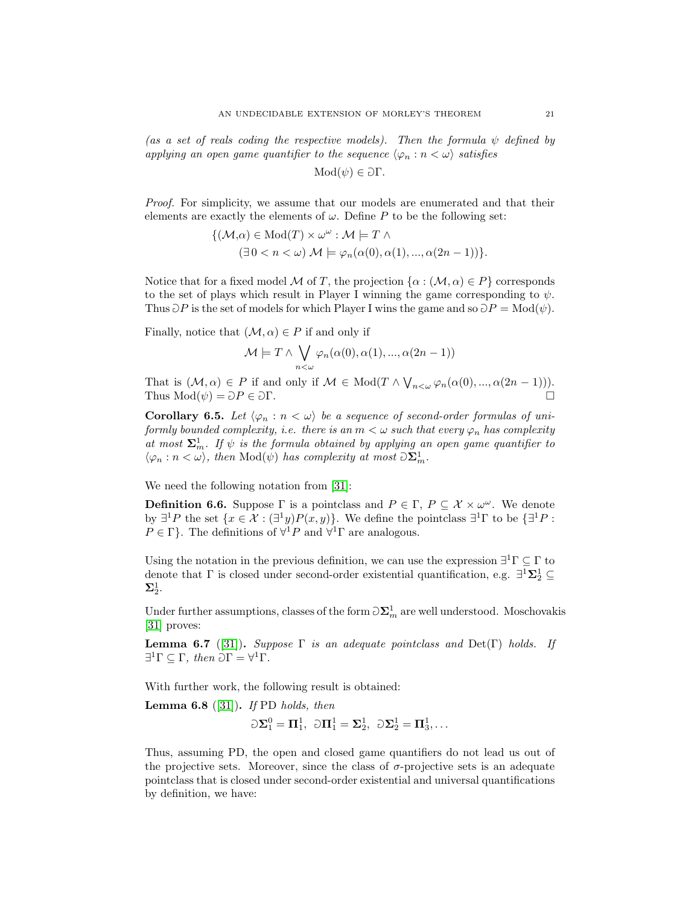*(as a set of reals coding the respective models). Then the formula $\psi$ defined by applying an open game quantifier to the sequence $\langle \varphi_n : n < \omega \rangle$ satisfies*

$$\mathrm{Mod}(\psi) \in \Game\Gamma.$$

*Proof.* For simplicity, we assume that our models are enumerated and that their elements are exactly the elements of $\omega$. Define $P$ to be the following set:

$$\{(\mathcal{M},\alpha) \in \mathrm{Mod}(T) \times \omega^\omega : \mathcal{M} \models T \wedge$$
$$(\exists\, 0 < n < \omega)\ \mathcal{M} \models \varphi_n(\alpha(0), \alpha(1), ..., \alpha(2n-1))\}.$$

Notice that for a fixed model $\mathcal{M}$ of $T$, the projection $\{\alpha : (\mathcal{M}, \alpha) \in P\}$ corresponds to the set of plays which result in Player I winning the game corresponding to $\psi$. Thus $\Game P$ is the set of models for which Player I wins the game and so $\Game P = \mathrm{Mod}(\psi)$.

Finally, notice that $(\mathcal{M}, \alpha) \in P$ if and only if

$$\mathcal{M} \models T \wedge \bigvee_{n<\omega} \varphi_n(\alpha(0), \alpha(1), ..., \alpha(2n-1))$$

That is $(\mathcal{M}, \alpha) \in P$ if and only if $\mathcal{M} \in \mathrm{Mod}(T \wedge \bigvee_{n<\omega} \varphi_n(\alpha(0), ..., \alpha(2n-1)))$. Thus $\mathrm{Mod}(\psi) = \Game P \in \Game\Gamma$. $\square$

**Corollary 6.5.** *Let $\langle \varphi_n : n < \omega \rangle$ be a sequence of second-order formulas of uniformly bounded complexity, i.e. there is an $m < \omega$ such that every $\varphi_n$ has complexity at most $\mathbf{\Sigma}^1_m$. If $\psi$ is the formula obtained by applying an open game quantifier to $\langle \varphi_n : n < \omega \rangle$, then $\mathrm{Mod}(\psi)$ has complexity at most $\Game\mathbf{\Sigma}^1_m$.*

We need the following notation from [31]:

**Definition 6.6.** Suppose $\Gamma$ is a pointclass and $P \in \Gamma$, $P \subseteq \mathcal{X} \times \omega^\omega$. We denote by $\exists^1 P$ the set $\{x \in \mathcal{X} : (\exists^1 y) P(x, y)\}$. We define the pointclass $\exists^1\Gamma$ to be $\{\exists^1 P : P \in \Gamma\}$. The definitions of $\forall^1 P$ and $\forall^1\Gamma$ are analogous.

Using the notation in the previous definition, we can use the expression $\exists^1\Gamma \subseteq \Gamma$ to denote that $\Gamma$ is closed under second-order existential quantification, e.g. $\exists^1\mathbf{\Sigma}^1_2 \subseteq \mathbf{\Sigma}^1_2$.

Under further assumptions, classes of the form $\Game\mathbf{\Sigma}^1_m$ are well understood. Moschovakis [31] proves:

**Lemma 6.7** ([31])**.** *Suppose $\Gamma$ is an adequate pointclass and $\mathrm{Det}(\Gamma)$ holds. If $\exists^1\Gamma \subseteq \Gamma$, then $\Game\Gamma = \forall^1\Gamma$.*

With further work, the following result is obtained:

**Lemma 6.8** ([31])**.** *If* PD *holds, then*

$$\Game\mathbf{\Sigma}^0_1 = \mathbf{\Pi}^1_1,\ \ \Game\mathbf{\Pi}^1_1 = \mathbf{\Sigma}^1_2,\ \ \Game\mathbf{\Sigma}^1_2 = \mathbf{\Pi}^1_3, \ldots$$

Thus, assuming PD, the open and closed game quantifiers do not lead us out of the projective sets. Moreover, since the class of $\sigma$-projective sets is an adequate pointclass that is closed under second-order existential and universal quantifications by definition, we have: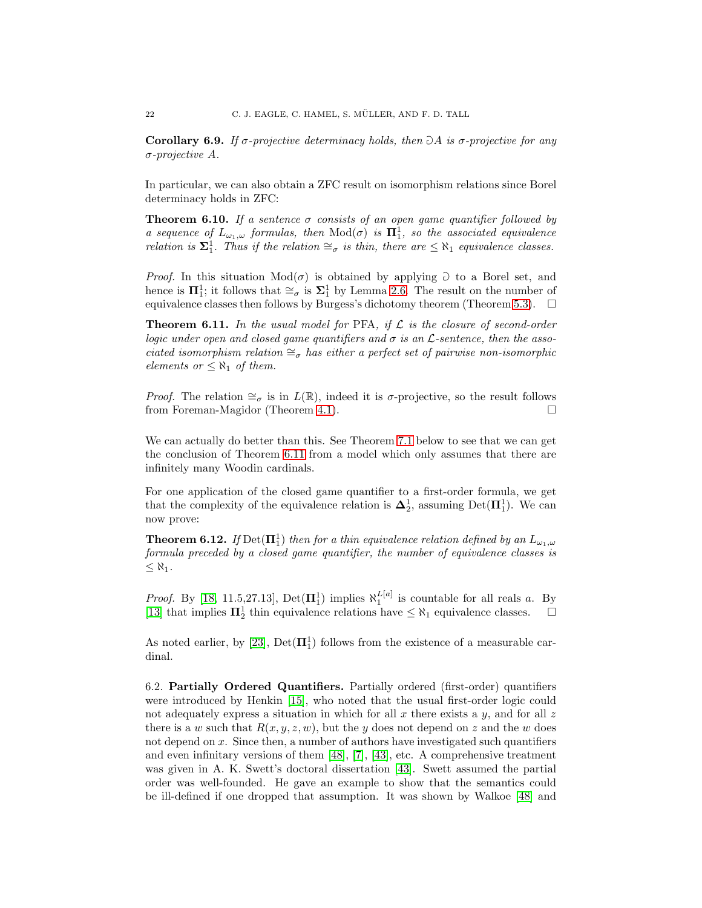**Corollary 6.9.** *If $\sigma$-projective determinacy holds, then $\Game A$ is $\sigma$-projective for any $\sigma$-projective $A$.*

In particular, we can also obtain a ZFC result on isomorphism relations since Borel determinacy holds in ZFC:

**Theorem 6.10.** *If a sentence $\sigma$ consists of an open game quantifier followed by a sequence of $L_{\omega_1,\omega}$ formulas, then $\mathrm{Mod}(\sigma)$ is $\boldsymbol{\Pi}^1_1$, so the associated equivalence relation is $\boldsymbol{\Sigma}^1_1$. Thus if the relation $\cong_\sigma$ is thin, there are $\leq \aleph_1$ equivalence classes.*

*Proof.* In this situation $\mathrm{Mod}(\sigma)$ is obtained by applying $\Game$ to a Borel set, and hence is $\boldsymbol{\Pi}^1_1$; it follows that $\cong_\sigma$ is $\boldsymbol{\Sigma}^1_1$ by Lemma 2.6. The result on the number of equivalence classes then follows by Burgess's dichotomy theorem (Theorem 5.3). □

**Theorem 6.11.** *In the usual model for* PFA*, if $\mathcal{L}$ is the closure of second-order logic under open and closed game quantifiers and $\sigma$ is an $\mathcal{L}$-sentence, then the associated isomorphism relation $\cong_\sigma$ has either a perfect set of pairwise non-isomorphic elements or $\leq \aleph_1$ of them.*

*Proof.* The relation $\cong_\sigma$ is in $L(\mathbb{R})$, indeed it is $\sigma$-projective, so the result follows from Foreman-Magidor (Theorem 4.1). □

We can actually do better than this. See Theorem 7.1 below to see that we can get the conclusion of Theorem 6.11 from a model which only assumes that there are infinitely many Woodin cardinals.

For one application of the closed game quantifier to a first-order formula, we get that the complexity of the equivalence relation is $\boldsymbol{\Delta}^1_2$, assuming $\mathrm{Det}(\boldsymbol{\Pi}^1_1)$. We can now prove:

**Theorem 6.12.** *If $\mathrm{Det}(\boldsymbol{\Pi}^1_1)$ then for a thin equivalence relation defined by an $L_{\omega_1,\omega}$ formula preceded by a closed game quantifier, the number of equivalence classes is $\leq \aleph_1$.*

*Proof.* By [18, 11.5,27.13], $\mathrm{Det}(\boldsymbol{\Pi}^1_1)$ implies $\aleph_1^{L[a]}$ is countable for all reals $a$. By [13] that implies $\boldsymbol{\Pi}^1_2$ thin equivalence relations have $\leq \aleph_1$ equivalence classes. □

As noted earlier, by [23], $\mathrm{Det}(\boldsymbol{\Pi}^1_1)$ follows from the existence of a measurable cardinal.

6.2. **Partially Ordered Quantifiers.** Partially ordered (first-order) quantifiers were introduced by Henkin [15], who noted that the usual first-order logic could not adequately express a situation in which for all $x$ there exists a $y$, and for all $z$ there is a $w$ such that $R(x, y, z, w)$, but the $y$ does not depend on $z$ and the $w$ does not depend on $x$. Since then, a number of authors have investigated such quantifiers and even infinitary versions of them [48], [7], [43], etc. A comprehensive treatment was given in A. K. Swett's doctoral dissertation [43]. Swett assumed the partial order was well-founded. He gave an example to show that the semantics could be ill-defined if one dropped that assumption. It was shown by Walkoe [48] and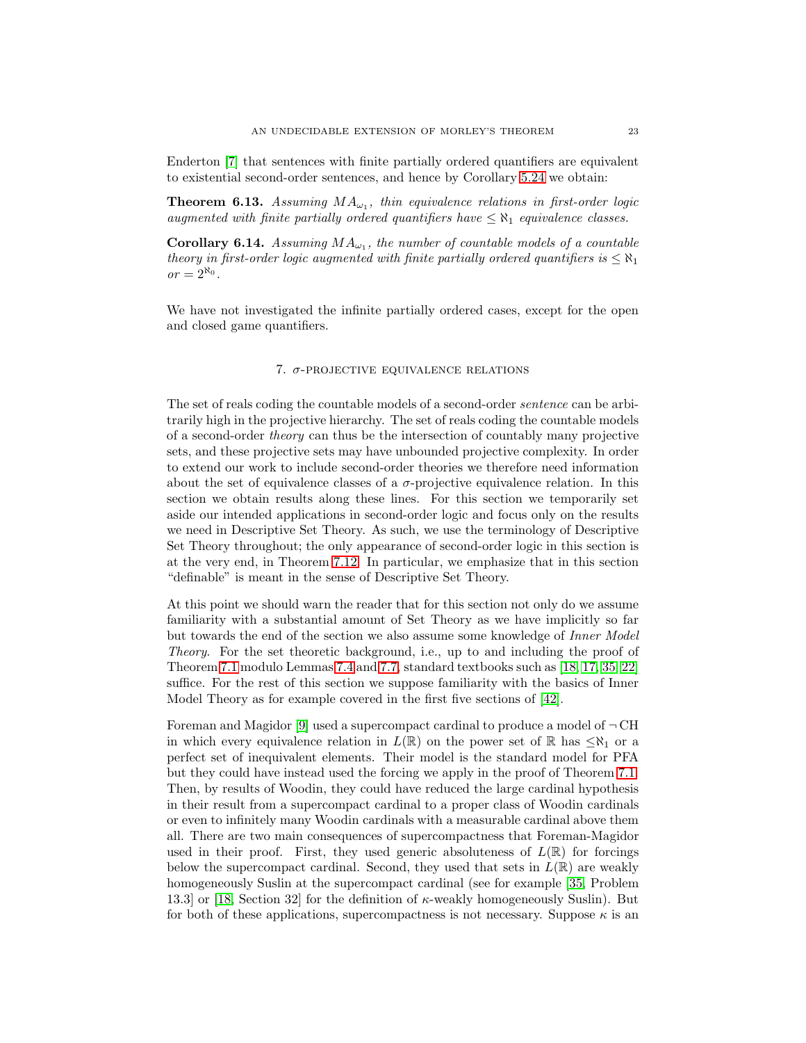Enderton [7] that sentences with finite partially ordered quantifiers are equivalent to existential second-order sentences, and hence by Corollary 5.24 we obtain:

**Theorem 6.13.** *Assuming $MA_{\omega_1}$, thin equivalence relations in first-order logic augmented with finite partially ordered quantifiers have $\leq \aleph_1$ equivalence classes.*

**Corollary 6.14.** *Assuming $MA_{\omega_1}$, the number of countable models of a countable theory in first-order logic augmented with finite partially ordered quantifiers is $\leq \aleph_1$ or $= 2^{\aleph_0}$.*

We have not investigated the infinite partially ordered cases, except for the open and closed game quantifiers.

## 7. $\sigma$-projective equivalence relations

The set of reals coding the countable models of a second-order *sentence* can be arbitrarily high in the projective hierarchy. The set of reals coding the countable models of a second-order *theory* can thus be the intersection of countably many projective sets, and these projective sets may have unbounded projective complexity. In order to extend our work to include second-order theories we therefore need information about the set of equivalence classes of a $\sigma$-projective equivalence relation. In this section we obtain results along these lines. For this section we temporarily set aside our intended applications in second-order logic and focus only on the results we need in Descriptive Set Theory. As such, we use the terminology of Descriptive Set Theory throughout; the only appearance of second-order logic in this section is at the very end, in Theorem 7.12. In particular, we emphasize that in this section "definable" is meant in the sense of Descriptive Set Theory.

At this point we should warn the reader that for this section not only do we assume familiarity with a substantial amount of Set Theory as we have implicitly so far but towards the end of the section we also assume some knowledge of *Inner Model Theory*. For the set theoretic background, i.e., up to and including the proof of Theorem 7.1 modulo Lemmas 7.4 and 7.7, standard textbooks such as [18, 17, 35, 22] suffice. For the rest of this section we suppose familiarity with the basics of Inner Model Theory as for example covered in the first five sections of [42].

Foreman and Magidor [9] used a supercompact cardinal to produce a model of $\neg$ CH in which every equivalence relation in $L(\mathbb{R})$ on the power set of $\mathbb{R}$ has $\leq\aleph_1$ or a perfect set of inequivalent elements. Their model is the standard model for PFA but they could have instead used the forcing we apply in the proof of Theorem 7.1. Then, by results of Woodin, they could have reduced the large cardinal hypothesis in their result from a supercompact cardinal to a proper class of Woodin cardinals or even to infinitely many Woodin cardinals with a measurable cardinal above them all. There are two main consequences of supercompactness that Foreman-Magidor used in their proof. First, they used generic absoluteness of $L(\mathbb{R})$ for forcings below the supercompact cardinal. Second, they used that sets in $L(\mathbb{R})$ are weakly homogeneously Suslin at the supercompact cardinal (see for example [35, Problem 13.3] or [18, Section 32] for the definition of $\kappa$-weakly homogeneously Suslin). But for both of these applications, supercompactness is not necessary. Suppose $\kappa$ is an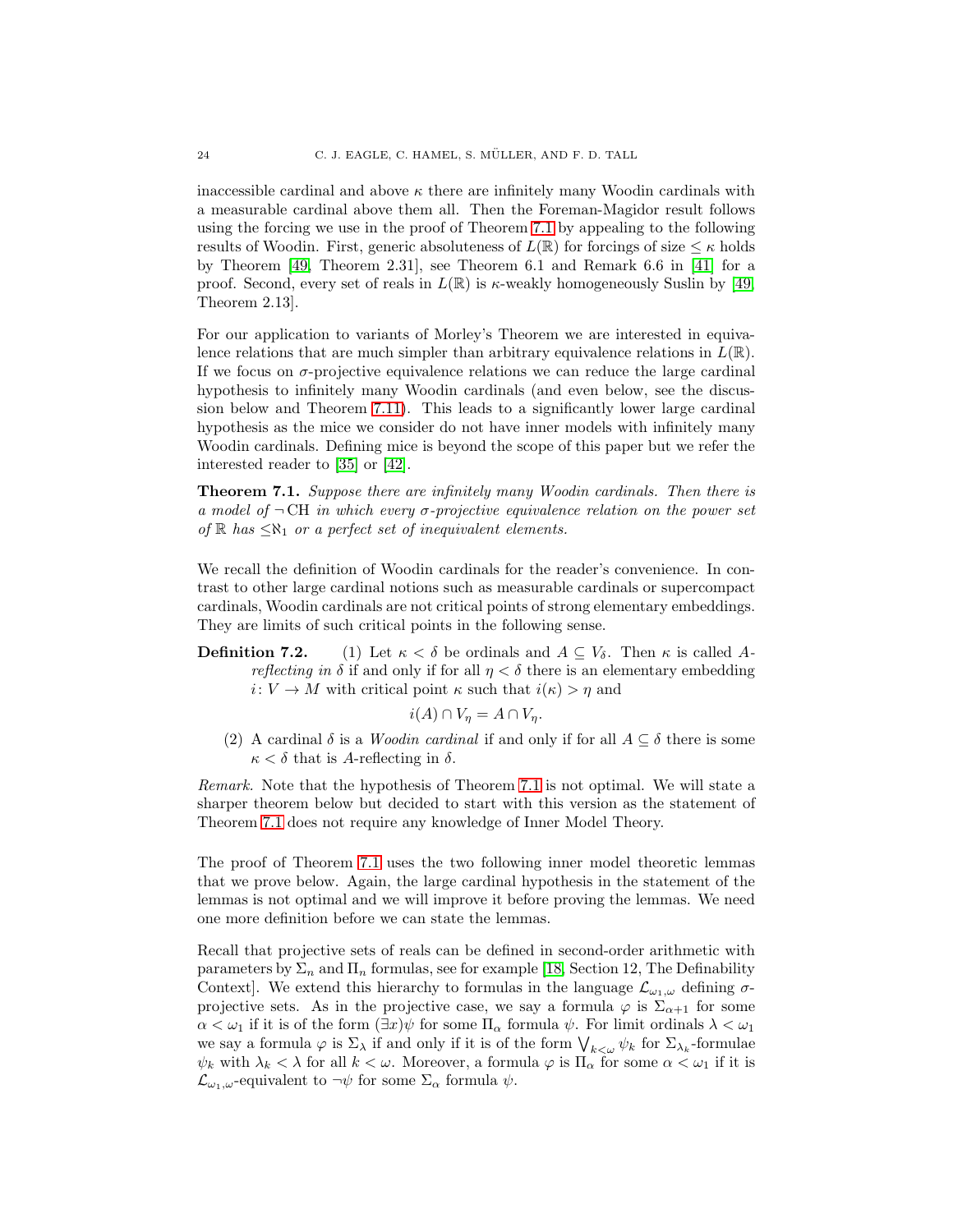inaccessible cardinal and above $\kappa$ there are infinitely many Woodin cardinals with a measurable cardinal above them all. Then the Foreman-Magidor result follows using the forcing we use in the proof of Theorem 7.1 by appealing to the following results of Woodin. First, generic absoluteness of $L(\mathbb{R})$ for forcings of size $\leq \kappa$ holds by Theorem [49, Theorem 2.31], see Theorem 6.1 and Remark 6.6 in [41] for a proof. Second, every set of reals in $L(\mathbb{R})$ is $\kappa$-weakly homogeneously Suslin by [49, Theorem 2.13].

For our application to variants of Morley's Theorem we are interested in equivalence relations that are much simpler than arbitrary equivalence relations in $L(\mathbb{R})$. If we focus on $\sigma$-projective equivalence relations we can reduce the large cardinal hypothesis to infinitely many Woodin cardinals (and even below, see the discussion below and Theorem 7.11). This leads to a significantly lower large cardinal hypothesis as the mice we consider do not have inner models with infinitely many Woodin cardinals. Defining mice is beyond the scope of this paper but we refer the interested reader to [35] or [42].

**Theorem 7.1.** *Suppose there are infinitely many Woodin cardinals. Then there is a model of $\neg$ CH in which every $\sigma$-projective equivalence relation on the power set of $\mathbb{R}$ has $\leq\aleph_1$ or a perfect set of inequivalent elements.*

We recall the definition of Woodin cardinals for the reader's convenience. In contrast to other large cardinal notions such as measurable cardinals or supercompact cardinals, Woodin cardinals are not critical points of strong elementary embeddings. They are limits of such critical points in the following sense.

**Definition 7.2.**
1. Let $\kappa < \delta$ be ordinals and $A \subseteq V_\delta$. Then $\kappa$ is called *$A$-reflecting in $\delta$* if and only if for all $\eta < \delta$ there is an elementary embedding $i \colon V \to M$ with critical point $\kappa$ such that $i(\kappa) > \eta$ and
$$i(A) \cap V_\eta = A \cap V_\eta.$$
2. A cardinal $\delta$ is a *Woodin cardinal* if and only if for all $A \subseteq \delta$ there is some $\kappa < \delta$ that is $A$-reflecting in $\delta$.

*Remark.* Note that the hypothesis of Theorem 7.1 is not optimal. We will state a sharper theorem below but decided to start with this version as the statement of Theorem 7.1 does not require any knowledge of Inner Model Theory.

The proof of Theorem 7.1 uses the two following inner model theoretic lemmas that we prove below. Again, the large cardinal hypothesis in the statement of the lemmas is not optimal and we will improve it before proving the lemmas. We need one more definition before we can state the lemmas.

Recall that projective sets of reals can be defined in second-order arithmetic with parameters by $\Sigma_n$ and $\Pi_n$ formulas, see for example [18, Section 12, The Definability Context]. We extend this hierarchy to formulas in the language $\mathcal{L}_{\omega_1,\omega}$ defining $\sigma$-projective sets. As in the projective case, we say a formula $\varphi$ is $\Sigma_{\alpha+1}$ for some $\alpha < \omega_1$ if it is of the form $(\exists x)\psi$ for some $\Pi_\alpha$ formula $\psi$. For limit ordinals $\lambda < \omega_1$ we say a formula $\varphi$ is $\Sigma_\lambda$ if and only if it is of the form $\bigvee_{k<\omega} \psi_k$ for $\Sigma_{\lambda_k}$-formulae $\psi_k$ with $\lambda_k < \lambda$ for all $k < \omega$. Moreover, a formula $\varphi$ is $\Pi_\alpha$ for some $\alpha < \omega_1$ if it is $\mathcal{L}_{\omega_1,\omega}$-equivalent to $\neg\psi$ for some $\Sigma_\alpha$ formula $\psi$.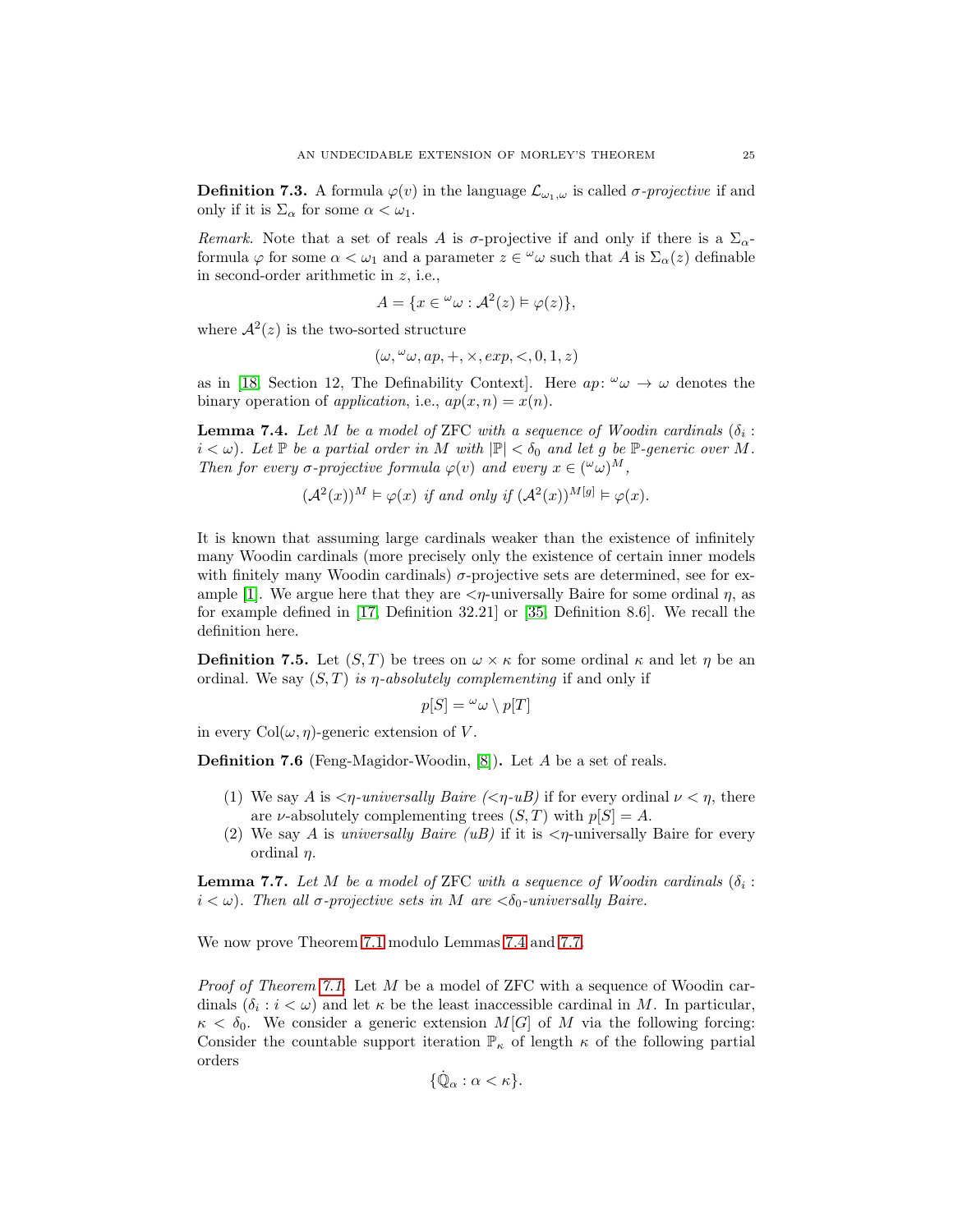**Definition 7.3.** A formula $\varphi(v)$ in the language $\mathcal{L}_{\omega_1,\omega}$ is called *$\sigma$-projective* if and only if it is $\Sigma_\alpha$ for some $\alpha < \omega_1$.

*Remark.* Note that a set of reals $A$ is $\sigma$-projective if and only if there is a $\Sigma_\alpha$-formula $\varphi$ for some $\alpha < \omega_1$ and a parameter $z \in {}^\omega\omega$ such that $A$ is $\Sigma_\alpha(z)$ definable in second-order arithmetic in $z$, i.e.,

$$A = \{x \in {}^\omega\omega : \mathcal{A}^2(z) \vDash \varphi(z)\},$$

where $\mathcal{A}^2(z)$ is the two-sorted structure

$$(\omega, {}^\omega\omega, ap, +, \times, exp, <, 0, 1, z)$$

as in [18, Section 12, The Definability Context]. Here $ap\colon {}^\omega\omega \to \omega$ denotes the binary operation of *application*, i.e., $ap(x, n) = x(n)$.

**Lemma 7.4.** *Let $M$ be a model of* ZFC *with a sequence of Woodin cardinals $(\delta_i : i < \omega)$. Let $\mathbb{P}$ be a partial order in $M$ with $|\mathbb{P}| < \delta_0$ and let $g$ be $\mathbb{P}$-generic over $M$. Then for every $\sigma$-projective formula $\varphi(v)$ and every $x \in ({}^\omega\omega)^M$,*

$$(\mathcal{A}^2(x))^M \vDash \varphi(x) \text{ if and only if } (\mathcal{A}^2(x))^{M[g]} \vDash \varphi(x).$$

It is known that assuming large cardinals weaker than the existence of infinitely many Woodin cardinals (more precisely only the existence of certain inner models with finitely many Woodin cardinals) $\sigma$-projective sets are determined, see for example [1]. We argue here that they are $<\eta$-universally Baire for some ordinal $\eta$, as for example defined in [17, Definition 32.21] or [35, Definition 8.6]. We recall the definition here.

**Definition 7.5.** Let $(S, T)$ be trees on $\omega \times \kappa$ for some ordinal $\kappa$ and let $\eta$ be an ordinal. We say $(S, T)$ *is $\eta$-absolutely complementing* if and only if

$$p[S] = {}^\omega\omega \setminus p[T]$$

in every $\mathrm{Col}(\omega, \eta)$-generic extension of $V$.

**Definition 7.6** (Feng-Magidor-Woodin, [8])**.** Let $A$ be a set of reals.

1. We say $A$ is *$<\eta$-universally Baire ($<\eta$-uB)* if for every ordinal $\nu < \eta$, there are $\nu$-absolutely complementing trees $(S, T)$ with $p[S] = A$.
2. We say $A$ is *universally Baire (uB)* if it is $<\eta$-universally Baire for every ordinal $\eta$.

**Lemma 7.7.** *Let $M$ be a model of* ZFC *with a sequence of Woodin cardinals $(\delta_i : i < \omega)$. Then all $\sigma$-projective sets in $M$ are $<\delta_0$-universally Baire.*

We now prove Theorem 7.1 modulo Lemmas 7.4 and 7.7.

*Proof of Theorem 7.1.* Let $M$ be a model of ZFC with a sequence of Woodin cardinals $(\delta_i : i < \omega)$ and let $\kappa$ be the least inaccessible cardinal in $M$. In particular, $\kappa < \delta_0$. We consider a generic extension $M[G]$ of $M$ via the following forcing: Consider the countable support iteration $\mathbb{P}_\kappa$ of length $\kappa$ of the following partial orders

$$\{\dot{\mathbb{Q}}_\alpha : \alpha < \kappa\}.$$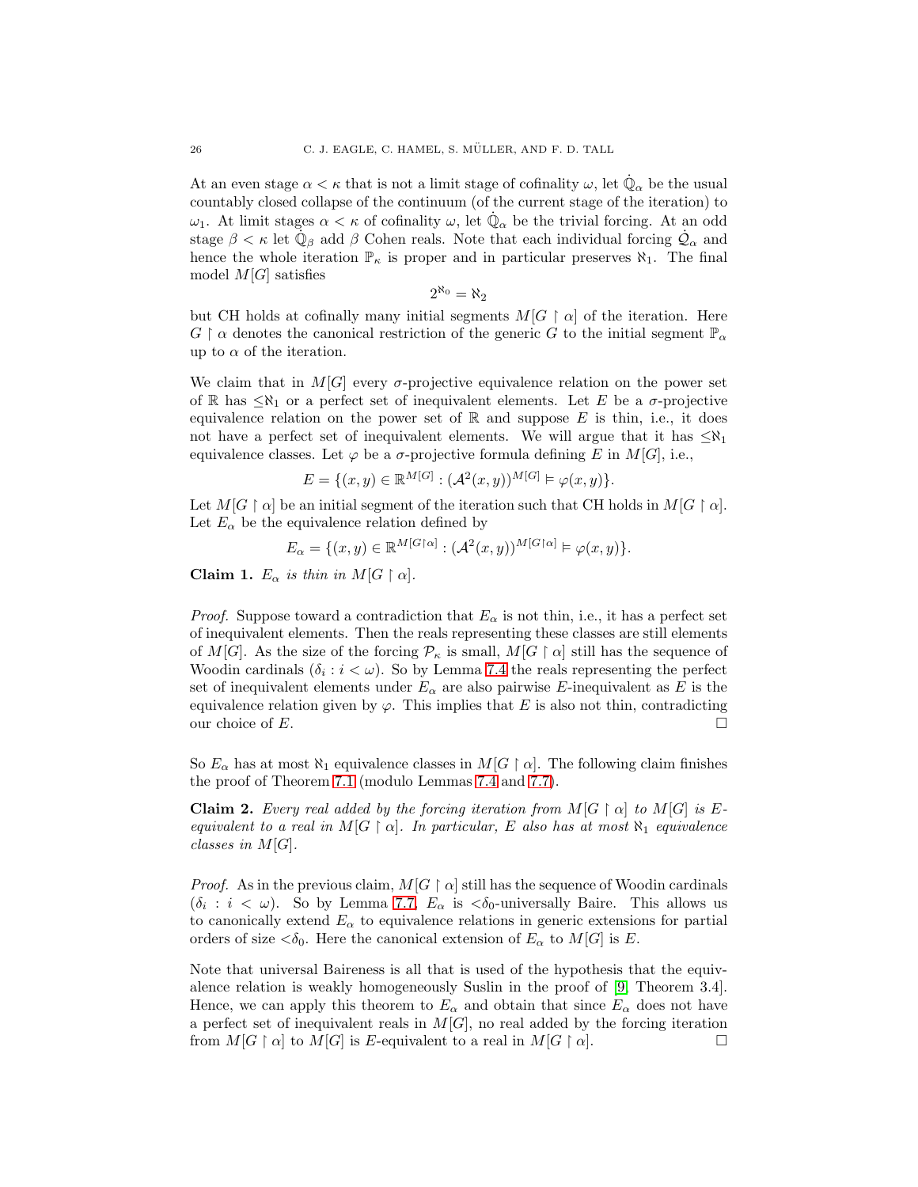At an even stage $\alpha < \kappa$ that is not a limit stage of cofinality $\omega$, let $\dot{\mathbb{Q}}_\alpha$ be the usual countably closed collapse of the continuum (of the current stage of the iteration) to $\omega_1$. At limit stages $\alpha < \kappa$ of cofinality $\omega$, let $\dot{\mathbb{Q}}_\alpha$ be the trivial forcing. At an odd stage $\beta < \kappa$ let $\dot{\mathbb{Q}}_\beta$ add $\beta$ Cohen reals. Note that each individual forcing $\dot{\mathcal{Q}}_\alpha$ and hence the whole iteration $\mathbb{P}_\kappa$ is proper and in particular preserves $\aleph_1$. The final model $M[G]$ satisfies

$$2^{\aleph_0} = \aleph_2$$

but CH holds at cofinally many initial segments $M[G \upharpoonright \alpha]$ of the iteration. Here $G \upharpoonright \alpha$ denotes the canonical restriction of the generic $G$ to the initial segment $\mathbb{P}_\alpha$ up to $\alpha$ of the iteration.

We claim that in $M[G]$ every $\sigma$-projective equivalence relation on the power set of $\mathbb{R}$ has $\leq\aleph_1$ or a perfect set of inequivalent elements. Let $E$ be a $\sigma$-projective equivalence relation on the power set of $\mathbb{R}$ and suppose $E$ is thin, i.e., it does not have a perfect set of inequivalent elements. We will argue that it has $\leq\aleph_1$ equivalence classes. Let $\varphi$ be a $\sigma$-projective formula defining $E$ in $M[G]$, i.e.,

$$E = \{(x, y) \in \mathbb{R}^{M[G]} : (\mathcal{A}^2(x, y))^{M[G]} \models \varphi(x, y)\}.$$

Let $M[G \upharpoonright \alpha]$ be an initial segment of the iteration such that CH holds in $M[G \upharpoonright \alpha]$. Let $E_\alpha$ be the equivalence relation defined by

$$E_\alpha = \{(x, y) \in \mathbb{R}^{M[G\upharpoonright\alpha]} : (\mathcal{A}^2(x, y))^{M[G\upharpoonright\alpha]} \models \varphi(x, y)\}.$$

**Claim 1.** *$E_\alpha$ is thin in $M[G \upharpoonright \alpha]$.*

*Proof.* Suppose toward a contradiction that $E_\alpha$ is not thin, i.e., it has a perfect set of inequivalent elements. Then the reals representing these classes are still elements of $M[G]$. As the size of the forcing $\mathcal{P}_\kappa$ is small, $M[G \upharpoonright \alpha]$ still has the sequence of Woodin cardinals $(\delta_i : i < \omega)$. So by Lemma 7.4 the reals representing the perfect set of inequivalent elements under $E_\alpha$ are also pairwise $E$-inequivalent as $E$ is the equivalence relation given by $\varphi$. This implies that $E$ is also not thin, contradicting our choice of $E$. □

So $E_\alpha$ has at most $\aleph_1$ equivalence classes in $M[G \upharpoonright \alpha]$. The following claim finishes the proof of Theorem 7.1 (modulo Lemmas 7.4 and 7.7).

**Claim 2.** *Every real added by the forcing iteration from $M[G \upharpoonright \alpha]$ to $M[G]$ is $E$-equivalent to a real in $M[G \upharpoonright \alpha]$. In particular, $E$ also has at most $\aleph_1$ equivalence classes in $M[G]$.*

*Proof.* As in the previous claim, $M[G \upharpoonright \alpha]$ still has the sequence of Woodin cardinals $(\delta_i : i < \omega)$. So by Lemma 7.7, $E_\alpha$ is $<\delta_0$-universally Baire. This allows us to canonically extend $E_\alpha$ to equivalence relations in generic extensions for partial orders of size $<\delta_0$. Here the canonical extension of $E_\alpha$ to $M[G]$ is $E$.

Note that universal Baireness is all that is used of the hypothesis that the equivalence relation is weakly homogeneously Suslin in the proof of [9, Theorem 3.4]. Hence, we can apply this theorem to $E_\alpha$ and obtain that since $E_\alpha$ does not have a perfect set of inequivalent reals in $M[G]$, no real added by the forcing iteration from $M[G \upharpoonright \alpha]$ to $M[G]$ is $E$-equivalent to a real in $M[G \upharpoonright \alpha]$. □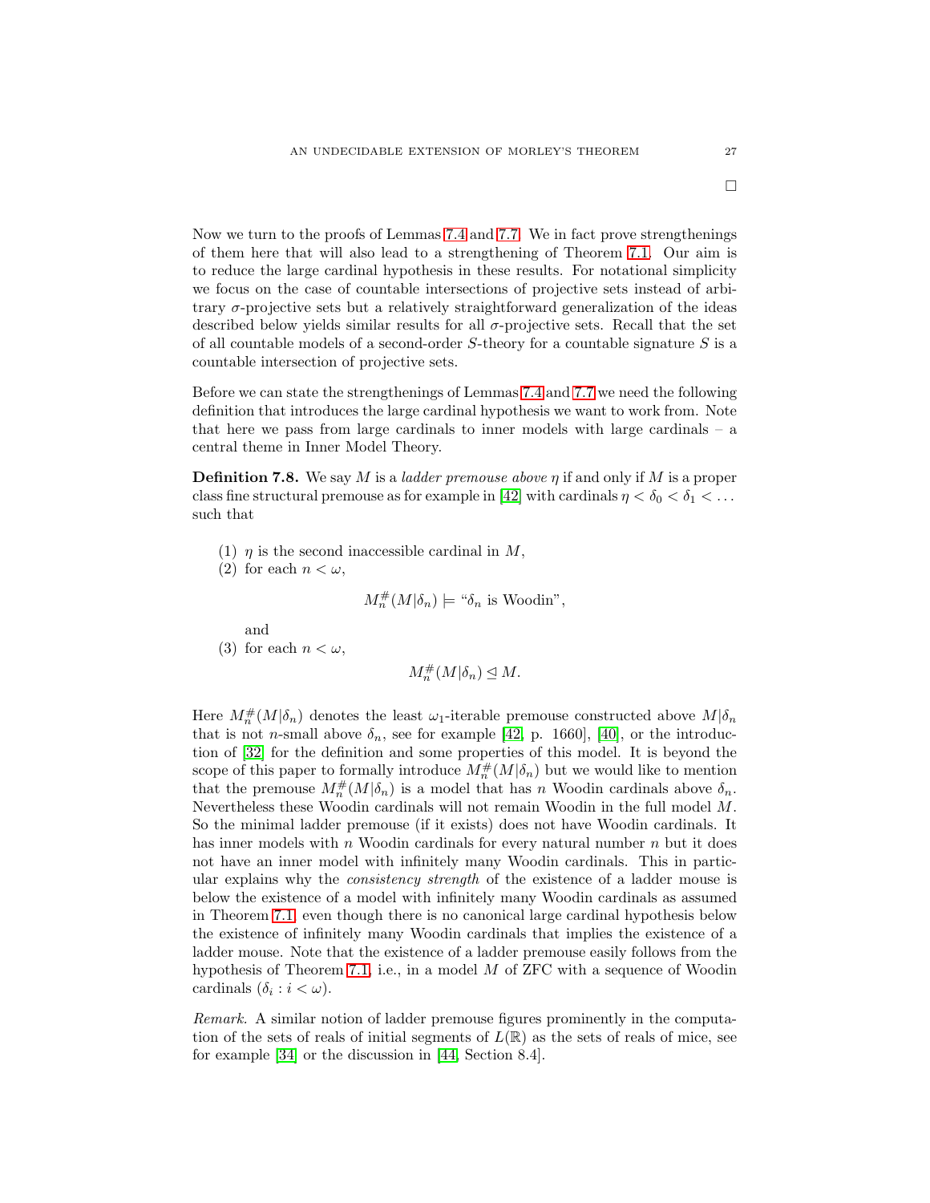□

Now we turn to the proofs of Lemmas 7.4 and 7.7. We in fact prove strengthenings of them here that will also lead to a strengthening of Theorem 7.1. Our aim is to reduce the large cardinal hypothesis in these results. For notational simplicity we focus on the case of countable intersections of projective sets instead of arbitrary $\sigma$-projective sets but a relatively straightforward generalization of the ideas described below yields similar results for all $\sigma$-projective sets. Recall that the set of all countable models of a second-order $S$-theory for a countable signature $S$ is a countable intersection of projective sets.

Before we can state the strengthenings of Lemmas 7.4 and 7.7 we need the following definition that introduces the large cardinal hypothesis we want to work from. Note that here we pass from large cardinals to inner models with large cardinals – a central theme in Inner Model Theory.

**Definition 7.8.** We say $M$ is a *ladder premouse above* $\eta$ if and only if $M$ is a proper class fine structural premouse as for example in [42] with cardinals $\eta < \delta_0 < \delta_1 < \dots$ such that

1. $\eta$ is the second inaccessible cardinal in $M$,
2. for each $n < \omega$,
$$M_n^\#(M|\delta_n) \models \text{“}\delta_n \text{ is Woodin”},$$
and
3. for each $n < \omega$,
$$M_n^\#(M|\delta_n) \trianglelefteq M.$$

Here $M_n^\#(M|\delta_n)$ denotes the least $\omega_1$-iterable premouse constructed above $M|\delta_n$ that is not $n$-small above $\delta_n$, see for example [42, p. 1660], [40], or the introduction of [32] for the definition and some properties of this model. It is beyond the scope of this paper to formally introduce $M_n^\#(M|\delta_n)$ but we would like to mention that the premouse $M_n^\#(M|\delta_n)$ is a model that has $n$ Woodin cardinals above $\delta_n$. Nevertheless these Woodin cardinals will not remain Woodin in the full model $M$. So the minimal ladder premouse (if it exists) does not have Woodin cardinals. It has inner models with $n$ Woodin cardinals for every natural number $n$ but it does not have an inner model with infinitely many Woodin cardinals. This in particular explains why the *consistency strength* of the existence of a ladder mouse is below the existence of a model with infinitely many Woodin cardinals as assumed in Theorem 7.1, even though there is no canonical large cardinal hypothesis below the existence of infinitely many Woodin cardinals that implies the existence of a ladder mouse. Note that the existence of a ladder premouse easily follows from the hypothesis of Theorem 7.1, i.e., in a model $M$ of ZFC with a sequence of Woodin cardinals $(\delta_i : i < \omega)$.

*Remark.* A similar notion of ladder premouse figures prominently in the computation of the sets of reals of initial segments of $L(\mathbb{R})$ as the sets of reals of mice, see for example [34] or the discussion in [44, Section 8.4].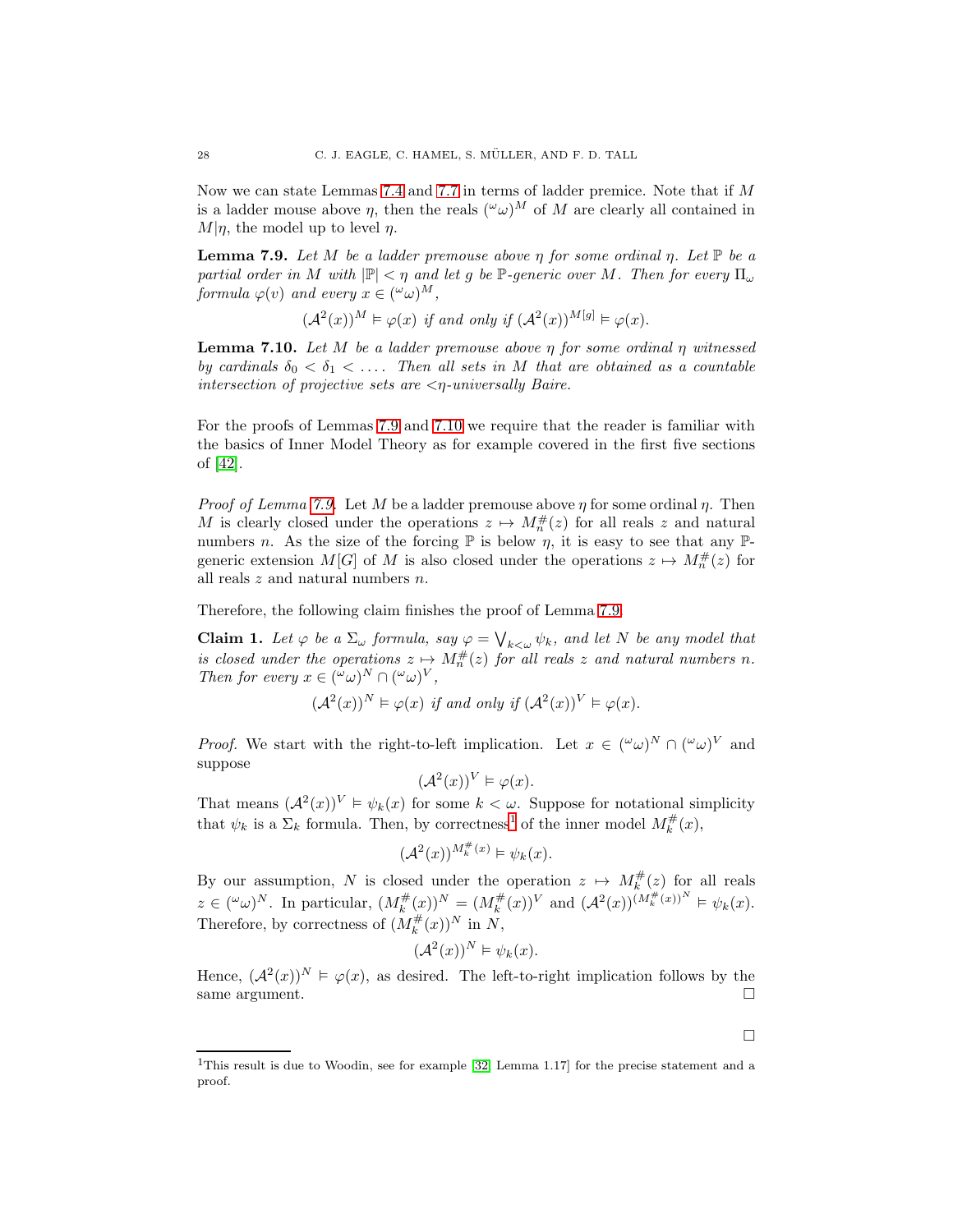Now we can state Lemmas 7.4 and 7.7 in terms of ladder premice. Note that if $M$ is a ladder mouse above $\eta$, then the reals $({}^{\omega}\omega)^M$ of $M$ are clearly all contained in $M|\eta$, the model up to level $\eta$.

**Lemma 7.9.** *Let $M$ be a ladder premouse above $\eta$ for some ordinal $\eta$. Let $\mathbb{P}$ be a partial order in $M$ with $|\mathbb{P}| < \eta$ and let $g$ be $\mathbb{P}$-generic over $M$. Then for every $\Pi_\omega$ formula $\varphi(v)$ and every $x \in ({}^{\omega}\omega)^M$,*

$$(\mathcal{A}^2(x))^M \vDash \varphi(x) \text{ if and only if } (\mathcal{A}^2(x))^{M[g]} \vDash \varphi(x).$$

**Lemma 7.10.** *Let $M$ be a ladder premouse above $\eta$ for some ordinal $\eta$ witnessed by cardinals $\delta_0 < \delta_1 < \ldots$. Then all sets in $M$ that are obtained as a countable intersection of projective sets are $<\eta$-universally Baire.*

For the proofs of Lemmas 7.9 and 7.10 we require that the reader is familiar with the basics of Inner Model Theory as for example covered in the first five sections of [42].

*Proof of Lemma 7.9.* Let $M$ be a ladder premouse above $\eta$ for some ordinal $\eta$. Then $M$ is clearly closed under the operations $z \mapsto M_n^\#(z)$ for all reals $z$ and natural numbers $n$. As the size of the forcing $\mathbb{P}$ is below $\eta$, it is easy to see that any $\mathbb{P}$-generic extension $M[G]$ of $M$ is also closed under the operations $z \mapsto M_n^\#(z)$ for all reals $z$ and natural numbers $n$.

Therefore, the following claim finishes the proof of Lemma 7.9.

**Claim 1.** *Let $\varphi$ be a $\Sigma_\omega$ formula, say $\varphi = \bigvee_{k<\omega} \psi_k$, and let $N$ be any model that is closed under the operations $z \mapsto M_n^\#(z)$ for all reals $z$ and natural numbers $n$. Then for every $x \in ({}^{\omega}\omega)^N \cap ({}^{\omega}\omega)^V$,*

$$(\mathcal{A}^2(x))^N \vDash \varphi(x) \text{ if and only if } (\mathcal{A}^2(x))^V \vDash \varphi(x).$$

*Proof.* We start with the right-to-left implication. Let $x \in ({}^{\omega}\omega)^N \cap ({}^{\omega}\omega)^V$ and suppose

$$(\mathcal{A}^2(x))^V \vDash \varphi(x).$$

That means $(\mathcal{A}^2(x))^V \vDash \psi_k(x)$ for some $k < \omega$. Suppose for notational simplicity that $\psi_k$ is a $\Sigma_k$ formula. Then, by correctness[1] of the inner model $M_k^\#(x)$,

$$(\mathcal{A}^2(x))^{M_k^\#(x)} \vDash \psi_k(x).$$

By our assumption, $N$ is closed under the operation $z \mapsto M_k^\#(z)$ for all reals $z \in ({}^{\omega}\omega)^N$. In particular, $(M_k^\#(x))^N = (M_k^\#(x))^V$ and $(\mathcal{A}^2(x))^{(M_k^\#(x))^N} \vDash \psi_k(x)$. Therefore, by correctness of $(M_k^\#(x))^N$ in $N$,

$$(\mathcal{A}^2(x))^N \vDash \psi_k(x).$$

Hence, $(\mathcal{A}^2(x))^N \vDash \varphi(x)$, as desired. The left-to-right implication follows by the same argument. □

□

[1]This result is due to Woodin, see for example [32, Lemma 1.17] for the precise statement and a proof.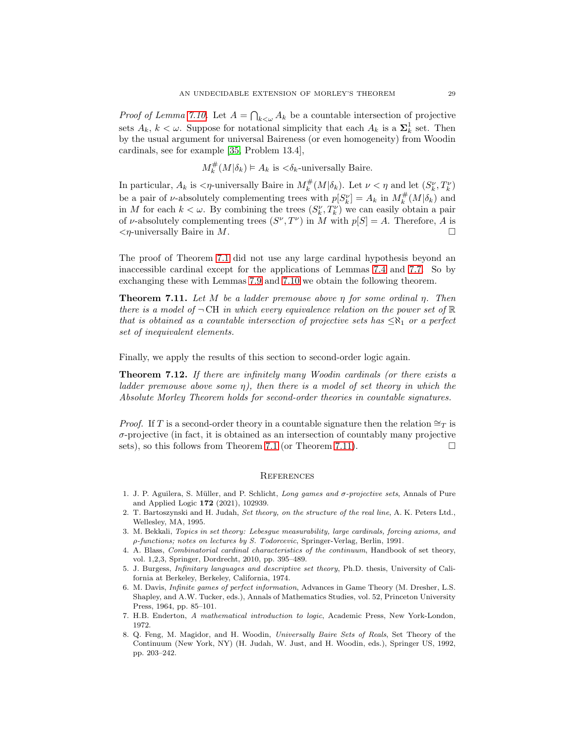*Proof of Lemma 7.10.* Let $A = \bigcap_{k<\omega} A_k$ be a countable intersection of projective sets $A_k$, $k < \omega$. Suppose for notational simplicity that each $A_k$ is a $\mathbf{\Sigma}^1_k$ set. Then by the usual argument for universal Baireness (or even homogeneity) from Woodin cardinals, see for example [35, Problem 13.4],

$$M_k^{\#}(M|\delta_k) \vDash A_k \text{ is } {<}\delta_k\text{-universally Baire.}$$

In particular, $A_k$ is ${<}\eta$-universally Baire in $M_k^{\#}(M|\delta_k)$. Let $\nu < \eta$ and let $(S_k^\nu, T_k^\nu)$ be a pair of $\nu$-absolutely complementing trees with $p[S_k^\nu] = A_k$ in $M_k^{\#}(M|\delta_k)$ and in $M$ for each $k < \omega$. By combining the trees $(S_k^\nu, T_k^\nu)$ we can easily obtain a pair of $\nu$-absolutely complementing trees $(S^\nu, T^\nu)$ in $M$ with $p[S] = A$. Therefore, $A$ is ${<}\eta$-universally Baire in $M$. □

The proof of Theorem 7.1 did not use any large cardinal hypothesis beyond an inaccessible cardinal except for the applications of Lemmas 7.4 and 7.7. So by exchanging these with Lemmas 7.9 and 7.10 we obtain the following theorem.

**Theorem 7.11.** *Let $M$ be a ladder premouse above $\eta$ for some ordinal $\eta$. Then there is a model of $\neg$CH in which every equivalence relation on the power set of $\mathbb{R}$ that is obtained as a countable intersection of projective sets has $\leq\aleph_1$ or a perfect set of inequivalent elements.*

Finally, we apply the results of this section to second-order logic again.

**Theorem 7.12.** *If there are infinitely many Woodin cardinals (or there exists a ladder premouse above some $\eta$), then there is a model of set theory in which the Absolute Morley Theorem holds for second-order theories in countable signatures.*

*Proof.* If $T$ is a second-order theory in a countable signature then the relation $\cong_T$ is $\sigma$-projective (in fact, it is obtained as an intersection of countably many projective sets), so this follows from Theorem 7.1 (or Theorem 7.11). □

## References

1. J. P. Aguilera, S. Müller, and P. Schlicht, *Long games and $\sigma$-projective sets*, Annals of Pure and Applied Logic **172** (2021), 102939.
2. T. Bartoszynski and H. Judah, *Set theory, on the structure of the real line*, A. K. Peters Ltd., Wellesley, MA, 1995.
3. M. Bekkali, *Topics in set theory: Lebesgue measurability, large cardinals, forcing axioms, and $\rho$-functions; notes on lectures by S. Todorcevic*, Springer-Verlag, Berlin, 1991.
4. A. Blass, *Combinatorial cardinal characteristics of the continuum*, Handbook of set theory, vol. 1,2,3, Springer, Dordrecht, 2010, pp. 395–489.
5. J. Burgess, *Infinitary languages and descriptive set theory*, Ph.D. thesis, University of California at Berkeley, Berkeley, California, 1974.
6. M. Davis, *Infinite games of perfect information*, Advances in Game Theory (M. Dresher, L.S. Shapley, and A.W. Tucker, eds.), Annals of Mathematics Studies, vol. 52, Princeton University Press, 1964, pp. 85–101.
7. H.B. Enderton, *A mathematical introduction to logic*, Academic Press, New York-London, 1972.
8. Q. Feng, M. Magidor, and H. Woodin, *Universally Baire Sets of Reals*, Set Theory of the Continuum (New York, NY) (H. Judah, W. Just, and H. Woodin, eds.), Springer US, 1992, pp. 203–242.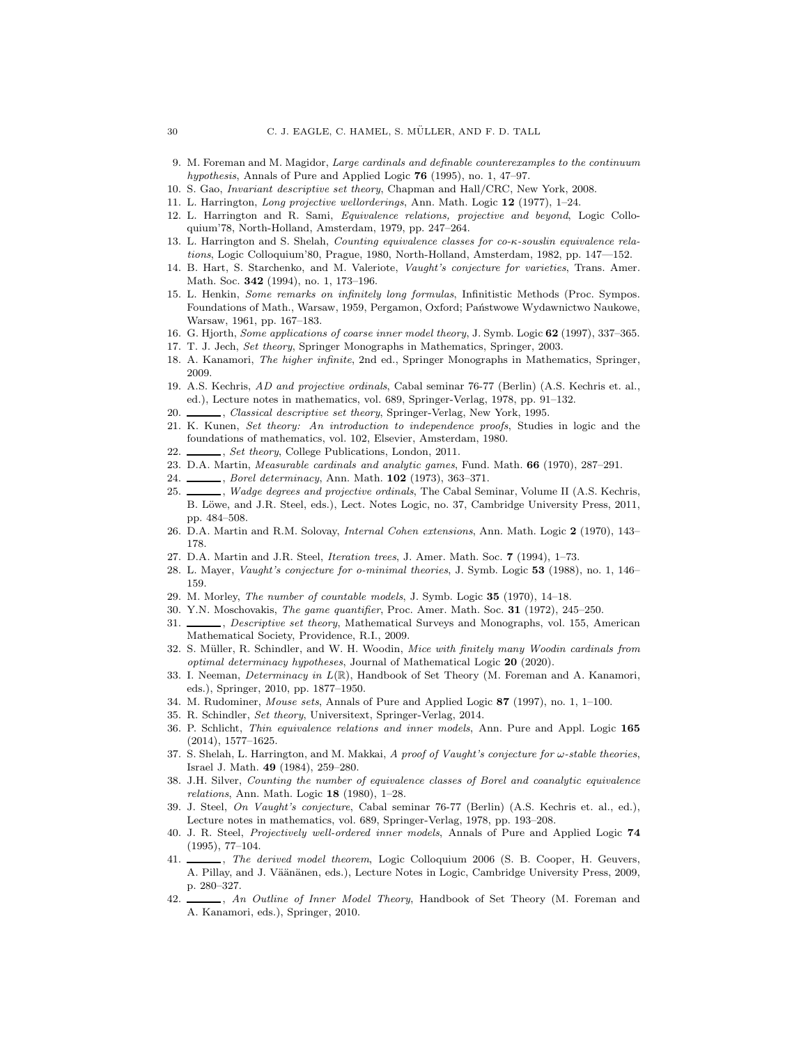9. M. Foreman and M. Magidor, *Large cardinals and definable counterexamples to the continuum hypothesis*, Annals of Pure and Applied Logic **76** (1995), no. 1, 47–97.
10. S. Gao, *Invariant descriptive set theory*, Chapman and Hall/CRC, New York, 2008.
11. L. Harrington, *Long projective wellorderings*, Ann. Math. Logic **12** (1977), 1–24.
12. L. Harrington and R. Sami, *Equivalence relations, projective and beyond*, Logic Colloquium'78, North-Holland, Amsterdam, 1979, pp. 247–264.
13. L. Harrington and S. Shelah, *Counting equivalence classes for co-κ-souslin equivalence relations*, Logic Colloquium'80, Prague, 1980, North-Holland, Amsterdam, 1982, pp. 147—152.
14. B. Hart, S. Starchenko, and M. Valeriote, *Vaught's conjecture for varieties*, Trans. Amer. Math. Soc. **342** (1994), no. 1, 173–196.
15. L. Henkin, *Some remarks on infinitely long formulas*, Infinitistic Methods (Proc. Sympos. Foundations of Math., Warsaw, 1959, Pergamon, Oxford; Państwowe Wydawnictwo Naukowe, Warsaw, 1961, pp. 167–183.
16. G. Hjorth, *Some applications of coarse inner model theory*, J. Symb. Logic **62** (1997), 337–365.
17. T. J. Jech, *Set theory*, Springer Monographs in Mathematics, Springer, 2003.
18. A. Kanamori, *The higher infinite*, 2nd ed., Springer Monographs in Mathematics, Springer, 2009.
19. A.S. Kechris, *AD and projective ordinals*, Cabal seminar 76-77 (Berlin) (A.S. Kechris et. al., ed.), Lecture notes in mathematics, vol. 689, Springer-Verlag, 1978, pp. 91–132.
20. ______, *Classical descriptive set theory*, Springer-Verlag, New York, 1995.
21. K. Kunen, *Set theory: An introduction to independence proofs*, Studies in logic and the foundations of mathematics, vol. 102, Elsevier, Amsterdam, 1980.
22. ______, *Set theory*, College Publications, London, 2011.
23. D.A. Martin, *Measurable cardinals and analytic games*, Fund. Math. **66** (1970), 287–291.
24. ______, *Borel determinacy*, Ann. Math. **102** (1973), 363–371.
25. ______, *Wadge degrees and projective ordinals*, The Cabal Seminar, Volume II (A.S. Kechris, B. Löwe, and J.R. Steel, eds.), Lect. Notes Logic, no. 37, Cambridge University Press, 2011, pp. 484–508.
26. D.A. Martin and R.M. Solovay, *Internal Cohen extensions*, Ann. Math. Logic **2** (1970), 143–178.
27. D.A. Martin and J.R. Steel, *Iteration trees*, J. Amer. Math. Soc. **7** (1994), 1–73.
28. L. Mayer, *Vaught's conjecture for o-minimal theories*, J. Symb. Logic **53** (1988), no. 1, 146–159.
29. M. Morley, *The number of countable models*, J. Symb. Logic **35** (1970), 14–18.
30. Y.N. Moschovakis, *The game quantifier*, Proc. Amer. Math. Soc. **31** (1972), 245–250.
31. ______, *Descriptive set theory*, Mathematical Surveys and Monographs, vol. 155, American Mathematical Society, Providence, R.I., 2009.
32. S. Müller, R. Schindler, and W. H. Woodin, *Mice with finitely many Woodin cardinals from optimal determinacy hypotheses*, Journal of Mathematical Logic **20** (2020).
33. I. Neeman, *Determinacy in* $L(\mathbb{R})$, Handbook of Set Theory (M. Foreman and A. Kanamori, eds.), Springer, 2010, pp. 1877–1950.
34. M. Rudominer, *Mouse sets*, Annals of Pure and Applied Logic **87** (1997), no. 1, 1–100.
35. R. Schindler, *Set theory*, Universitext, Springer-Verlag, 2014.
36. P. Schlicht, *Thin equivalence relations and inner models*, Ann. Pure and Appl. Logic **165** (2014), 1577–1625.
37. S. Shelah, L. Harrington, and M. Makkai, *A proof of Vaught's conjecture for ω-stable theories*, Israel J. Math. **49** (1984), 259–280.
38. J.H. Silver, *Counting the number of equivalence classes of Borel and coanalytic equivalence relations*, Ann. Math. Logic **18** (1980), 1–28.
39. J. Steel, *On Vaught's conjecture*, Cabal seminar 76-77 (Berlin) (A.S. Kechris et. al., ed.), Lecture notes in mathematics, vol. 689, Springer-Verlag, 1978, pp. 193–208.
40. J. R. Steel, *Projectively well-ordered inner models*, Annals of Pure and Applied Logic **74** (1995), 77–104.
41. ______, *The derived model theorem*, Logic Colloquium 2006 (S. B. Cooper, H. Geuvers, A. Pillay, and J. Väänänen, eds.), Lecture Notes in Logic, Cambridge University Press, 2009, p. 280–327.
42. ______, *An Outline of Inner Model Theory*, Handbook of Set Theory (M. Foreman and A. Kanamori, eds.), Springer, 2010.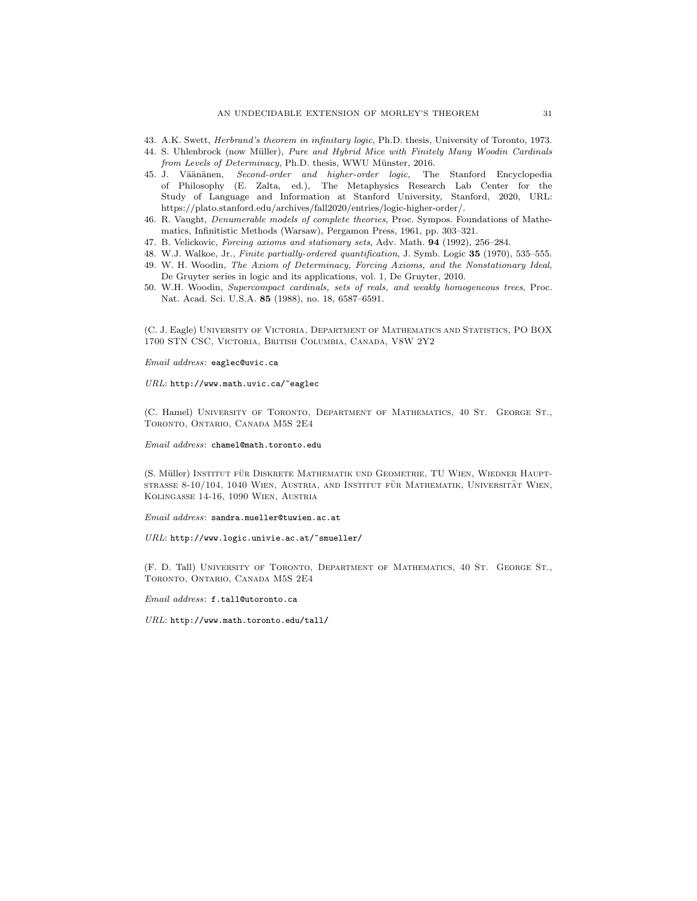43. A.K. Swett, *Herbrand's theorem in infinitary logic*, Ph.D. thesis, University of Toronto, 1973.
44. S. Uhlenbrock (now Müller), *Pure and Hybrid Mice with Finitely Many Woodin Cardinals from Levels of Determinacy*, Ph.D. thesis, WWU Münster, 2016.
45. J. Väänänen, *Second-order and higher-order logic*, The Stanford Encyclopedia of Philosophy (E. Zalta, ed.), The Metaphysics Research Lab Center for the Study of Language and Information at Stanford University, Stanford, 2020, URL: https://plato.stanford.edu/archives/fall2020/entries/logic-higher-order/.
46. R. Vaught, *Denumerable models of complete theories*, Proc. Sympos. Foundations of Mathematics, Infinitistic Methods (Warsaw), Pergamon Press, 1961, pp. 303–321.
47. B. Velickovic, *Forcing axioms and stationary sets*, Adv. Math. **94** (1992), 256–284.
48. W.J. Walkoe, Jr., *Finite partially-ordered quantification*, J. Symb. Logic **35** (1970), 535–555.
49. W. H. Woodin, *The Axiom of Determinacy, Forcing Axioms, and the Nonstationary Ideal*, De Gruyter series in logic and its applications, vol. 1, De Gruyter, 2010.
50. W.H. Woodin, *Supercompact cardinals, sets of reals, and weakly homogeneous trees*, Proc. Nat. Acad. Sci. U.S.A. **85** (1988), no. 18, 6587–6591.

(C. J. Eagle) University of Victoria, Department of Mathematics and Statistics, PO BOX 1700 STN CSC, Victoria, British Columbia, Canada, V8W 2Y2

*Email address*: eaglec@uvic.ca

*URL*: http://www.math.uvic.ca/~eaglec

(C. Hamel) University of Toronto, Department of Mathematics, 40 St. George St., Toronto, Ontario, Canada M5S 2E4

*Email address*: chamel@math.toronto.edu

(S. Müller) Institut für Diskrete Mathematik und Geometrie, TU Wien, Wiedner Hauptstrasse 8-10/104, 1040 Wien, Austria, and Institut für Mathematik, Universität Wien, Kolingasse 14-16, 1090 Wien, Austria

*Email address*: sandra.mueller@tuwien.ac.at

*URL*: http://www.logic.univie.ac.at/~smueller/

(F. D. Tall) University of Toronto, Department of Mathematics, 40 St. George St., Toronto, Ontario, Canada M5S 2E4

*Email address*: f.tall@utoronto.ca

*URL*: http://www.math.toronto.edu/tall/